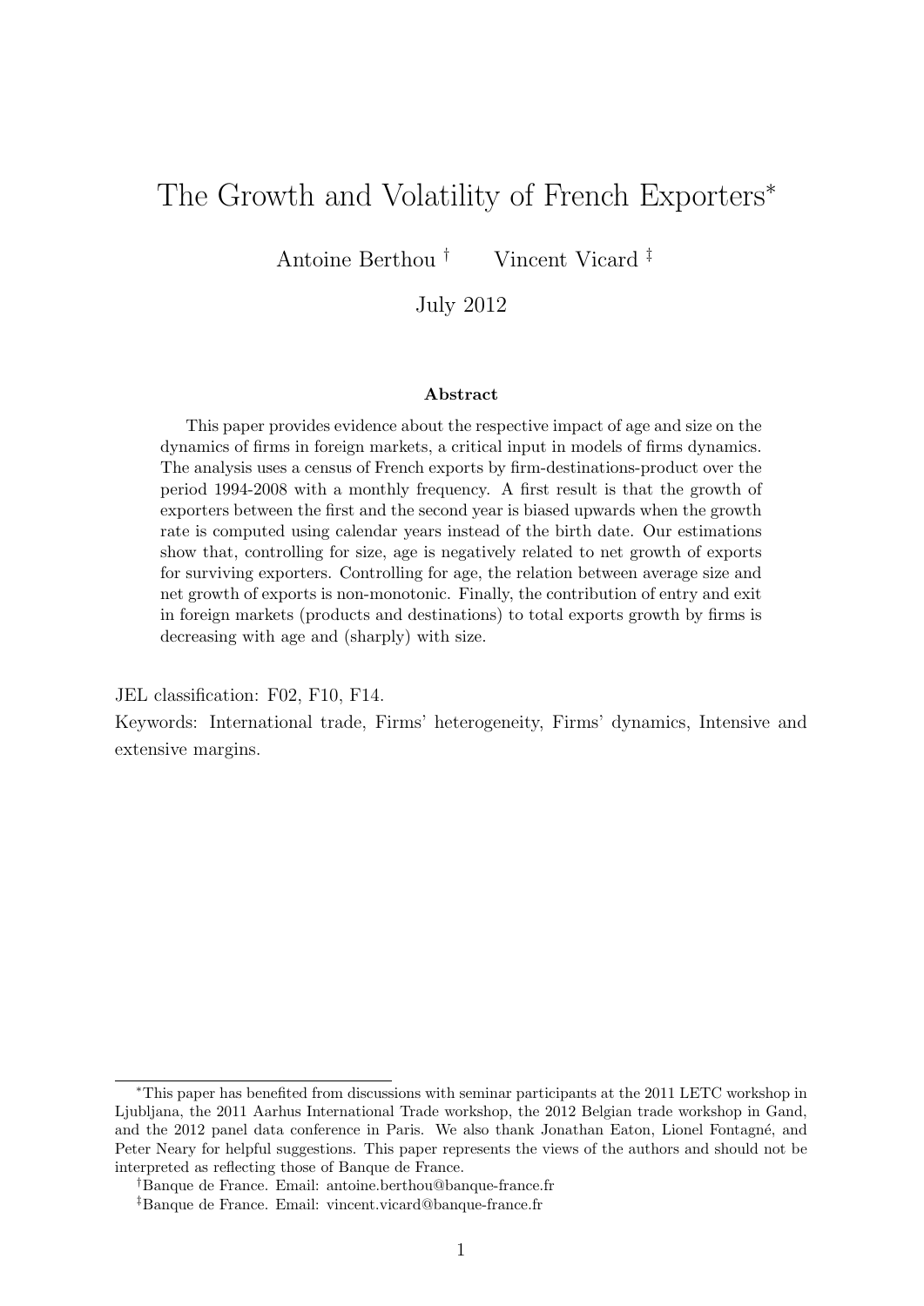# The Growth and Volatility of French Exporters[*]

Antoine Berthou [†] Vincent Vicard [‡]

July 2012

### Abstract

This paper provides evidence about the respective impact of age and size on the dynamics of firms in foreign markets, a critical input in models of firms dynamics. The analysis uses a census of French exports by firm-destinations-product over the period 1994-2008 with a monthly frequency. A first result is that the growth of exporters between the first and the second year is biased upwards when the growth rate is computed using calendar years instead of the birth date. Our estimations show that, controlling for size, age is negatively related to net growth of exports for surviving exporters. Controlling for age, the relation between average size and net growth of exports is non-monotonic. Finally, the contribution of entry and exit in foreign markets (products and destinations) to total exports growth by firms is decreasing with age and (sharply) with size.

JEL classification: F02, F10, F14.

Keywords: International trade, Firms' heterogeneity, Firms' dynamics, Intensive and extensive margins.

---

[*] This paper has benefited from discussions with seminar participants at the 2011 LETC workshop in Ljubljana, the 2011 Aarhus International Trade workshop, the 2012 Belgian trade workshop in Gand, and the 2012 panel data conference in Paris. We also thank Jonathan Eaton, Lionel Fontagné, and Peter Neary for helpful suggestions. This paper represents the views of the authors and should not be interpreted as reflecting those of Banque de France.

[†] Banque de France. Email: antoine.berthou@banque-france.fr

[‡] Banque de France. Email: vincent.vicard@banque-france.fr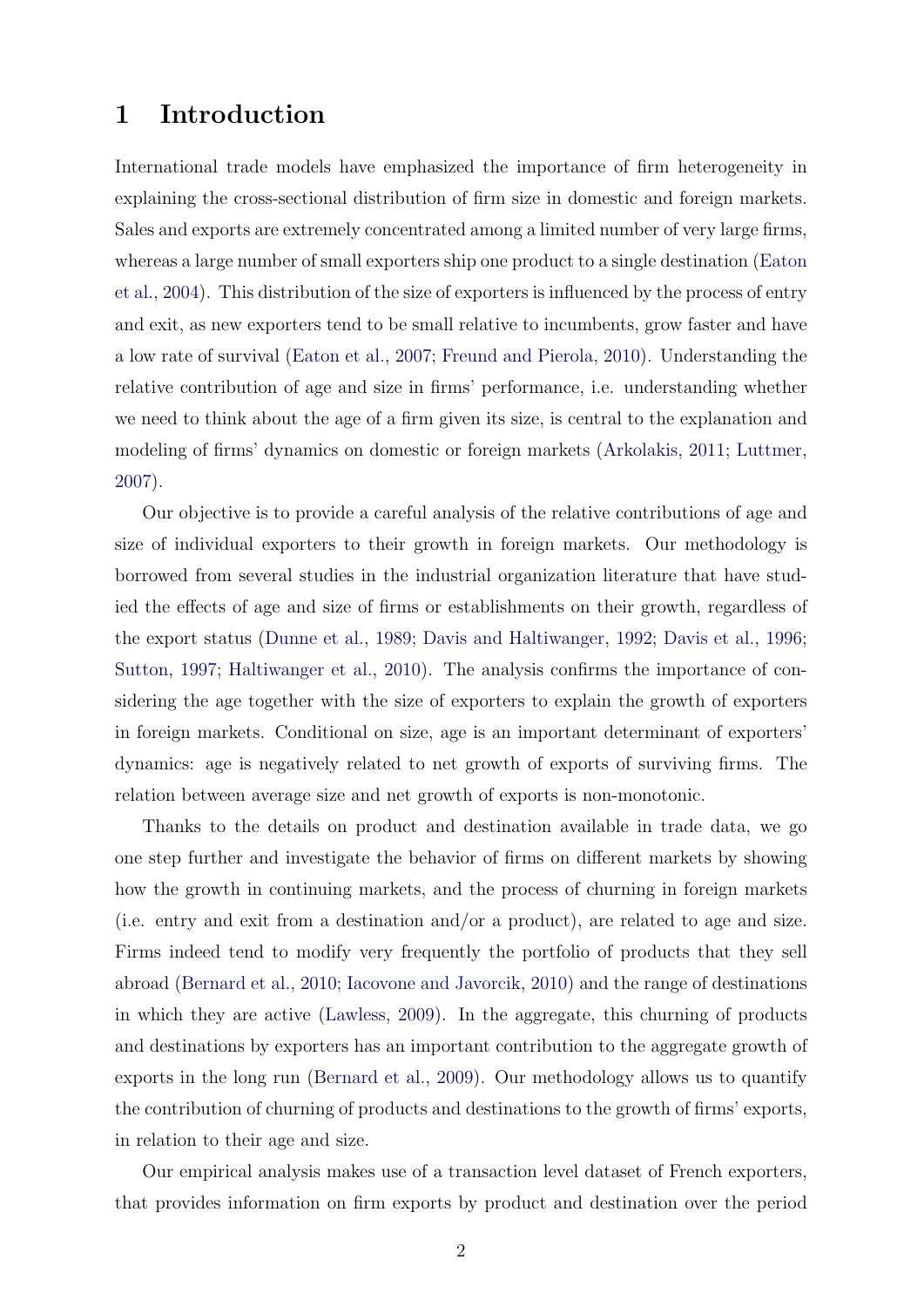# 1 Introduction

International trade models have emphasized the importance of firm heterogeneity in explaining the cross-sectional distribution of firm size in domestic and foreign markets. Sales and exports are extremely concentrated among a limited number of very large firms, whereas a large number of small exporters ship one product to a single destination (Eaton et al., 2004). This distribution of the size of exporters is influenced by the process of entry and exit, as new exporters tend to be small relative to incumbents, grow faster and have a low rate of survival (Eaton et al., 2007; Freund and Pierola, 2010). Understanding the relative contribution of age and size in firms' performance, i.e. understanding whether we need to think about the age of a firm given its size, is central to the explanation and modeling of firms' dynamics on domestic or foreign markets (Arkolakis, 2011; Luttmer, 2007).

Our objective is to provide a careful analysis of the relative contributions of age and size of individual exporters to their growth in foreign markets. Our methodology is borrowed from several studies in the industrial organization literature that have studied the effects of age and size of firms or establishments on their growth, regardless of the export status (Dunne et al., 1989; Davis and Haltiwanger, 1992; Davis et al., 1996; Sutton, 1997; Haltiwanger et al., 2010). The analysis confirms the importance of considering the age together with the size of exporters to explain the growth of exporters in foreign markets. Conditional on size, age is an important determinant of exporters' dynamics: age is negatively related to net growth of exports of surviving firms. The relation between average size and net growth of exports is non-monotonic.

Thanks to the details on product and destination available in trade data, we go one step further and investigate the behavior of firms on different markets by showing how the growth in continuing markets, and the process of churning in foreign markets (i.e. entry and exit from a destination and/or a product), are related to age and size. Firms indeed tend to modify very frequently the portfolio of products that they sell abroad (Bernard et al., 2010; Iacovone and Javorcik, 2010) and the range of destinations in which they are active (Lawless, 2009). In the aggregate, this churning of products and destinations by exporters has an important contribution to the aggregate growth of exports in the long run (Bernard et al., 2009). Our methodology allows us to quantify the contribution of churning of products and destinations to the growth of firms' exports, in relation to their age and size.

Our empirical analysis makes use of a transaction level dataset of French exporters, that provides information on firm exports by product and destination over the period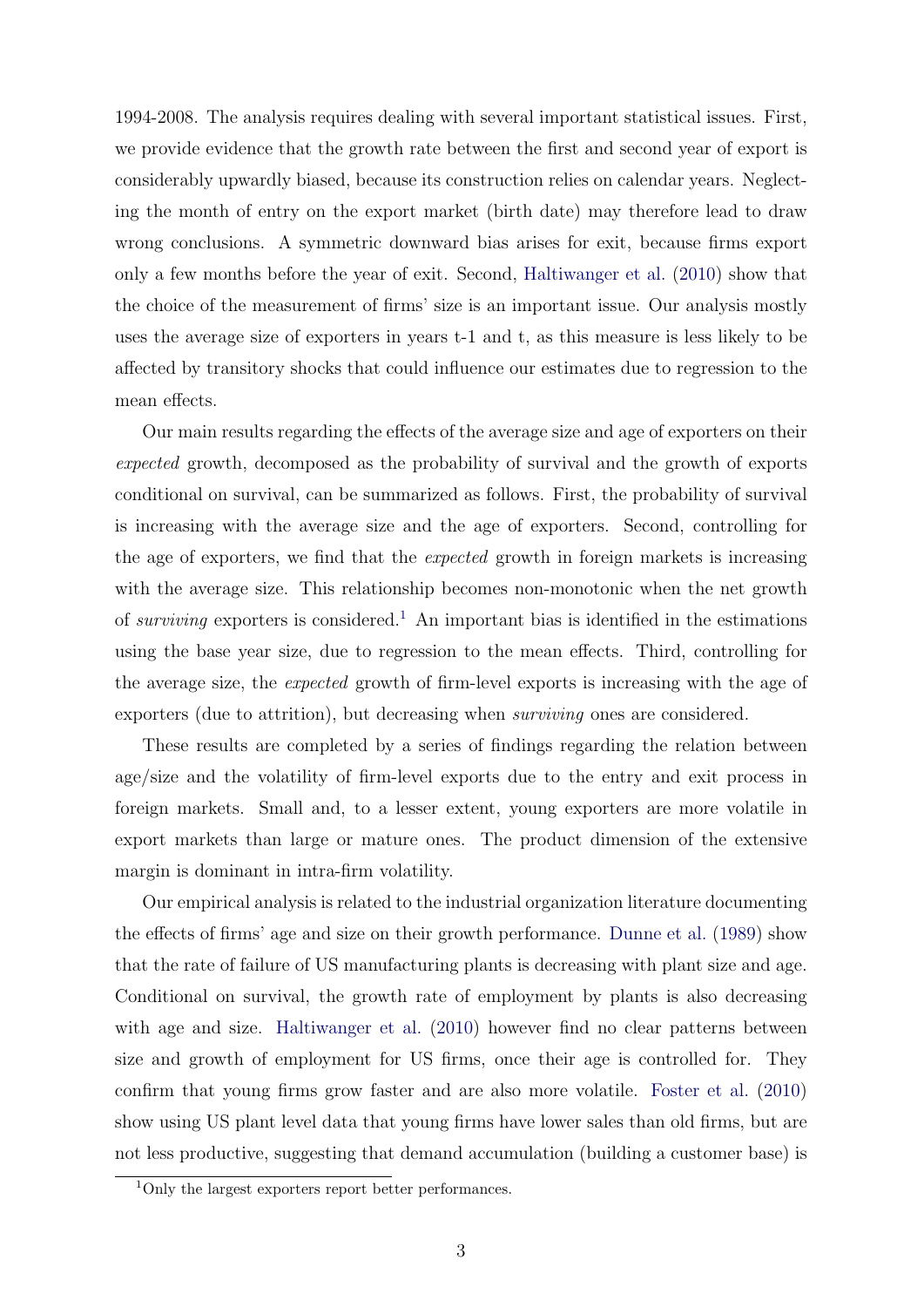1994-2008. The analysis requires dealing with several important statistical issues. First, we provide evidence that the growth rate between the first and second year of export is considerably upwardly biased, because its construction relies on calendar years. Neglecting the month of entry on the export market (birth date) may therefore lead to draw wrong conclusions. A symmetric downward bias arises for exit, because firms export only a few months before the year of exit. Second, Haltiwanger et al. (2010) show that the choice of the measurement of firms' size is an important issue. Our analysis mostly uses the average size of exporters in years t-1 and t, as this measure is less likely to be affected by transitory shocks that could influence our estimates due to regression to the mean effects.

Our main results regarding the effects of the average size and age of exporters on their *expected* growth, decomposed as the probability of survival and the growth of exports conditional on survival, can be summarized as follows. First, the probability of survival is increasing with the average size and the age of exporters. Second, controlling for the age of exporters, we find that the *expected* growth in foreign markets is increasing with the average size. This relationship becomes non-monotonic when the net growth of *surviving* exporters is considered.[1] An important bias is identified in the estimations using the base year size, due to regression to the mean effects. Third, controlling for the average size, the *expected* growth of firm-level exports is increasing with the age of exporters (due to attrition), but decreasing when *surviving* ones are considered.

These results are completed by a series of findings regarding the relation between age/size and the volatility of firm-level exports due to the entry and exit process in foreign markets. Small and, to a lesser extent, young exporters are more volatile in export markets than large or mature ones. The product dimension of the extensive margin is dominant in intra-firm volatility.

Our empirical analysis is related to the industrial organization literature documenting the effects of firms' age and size on their growth performance. Dunne et al. (1989) show that the rate of failure of US manufacturing plants is decreasing with plant size and age. Conditional on survival, the growth rate of employment by plants is also decreasing with age and size. Haltiwanger et al. (2010) however find no clear patterns between size and growth of employment for US firms, once their age is controlled for. They confirm that young firms grow faster and are also more volatile. Foster et al. (2010) show using US plant level data that young firms have lower sales than old firms, but are not less productive, suggesting that demand accumulation (building a customer base) is

[1] Only the largest exporters report better performances.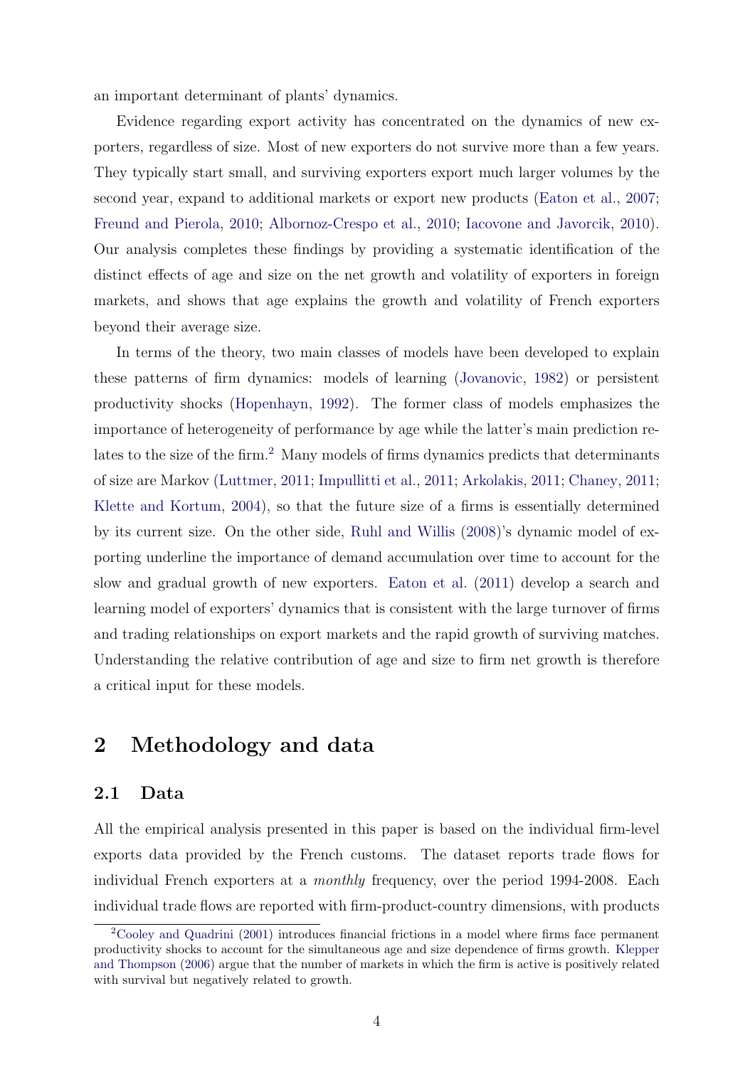an important determinant of plants' dynamics.

Evidence regarding export activity has concentrated on the dynamics of new exporters, regardless of size. Most of new exporters do not survive more than a few years. They typically start small, and surviving exporters export much larger volumes by the second year, expand to additional markets or export new products (Eaton et al., 2007; Freund and Pierola, 2010; Albornoz-Crespo et al., 2010; Iacovone and Javorcik, 2010). Our analysis completes these findings by providing a systematic identification of the distinct effects of age and size on the net growth and volatility of exporters in foreign markets, and shows that age explains the growth and volatility of French exporters beyond their average size.

In terms of the theory, two main classes of models have been developed to explain these patterns of firm dynamics: models of learning (Jovanovic, 1982) or persistent productivity shocks (Hopenhayn, 1992). The former class of models emphasizes the importance of heterogeneity of performance by age while the latter's main prediction relates to the size of the firm.[2] Many models of firms dynamics predicts that determinants of size are Markov (Luttmer, 2011; Impullitti et al., 2011; Arkolakis, 2011; Chaney, 2011; Klette and Kortum, 2004), so that the future size of a firms is essentially determined by its current size. On the other side, Ruhl and Willis (2008)'s dynamic model of exporting underline the importance of demand accumulation over time to account for the slow and gradual growth of new exporters. Eaton et al. (2011) develop a search and learning model of exporters' dynamics that is consistent with the large turnover of firms and trading relationships on export markets and the rapid growth of surviving matches. Understanding the relative contribution of age and size to firm net growth is therefore a critical input for these models.

## 2 Methodology and data

### 2.1 Data

All the empirical analysis presented in this paper is based on the individual firm-level exports data provided by the French customs. The dataset reports trade flows for individual French exporters at a *monthly* frequency, over the period 1994-2008. Each individual trade flows are reported with firm-product-country dimensions, with products

[2] Cooley and Quadrini (2001) introduces financial frictions in a model where firms face permanent productivity shocks to account for the simultaneous age and size dependence of firms growth. Klepper and Thompson (2006) argue that the number of markets in which the firm is active is positively related with survival but negatively related to growth.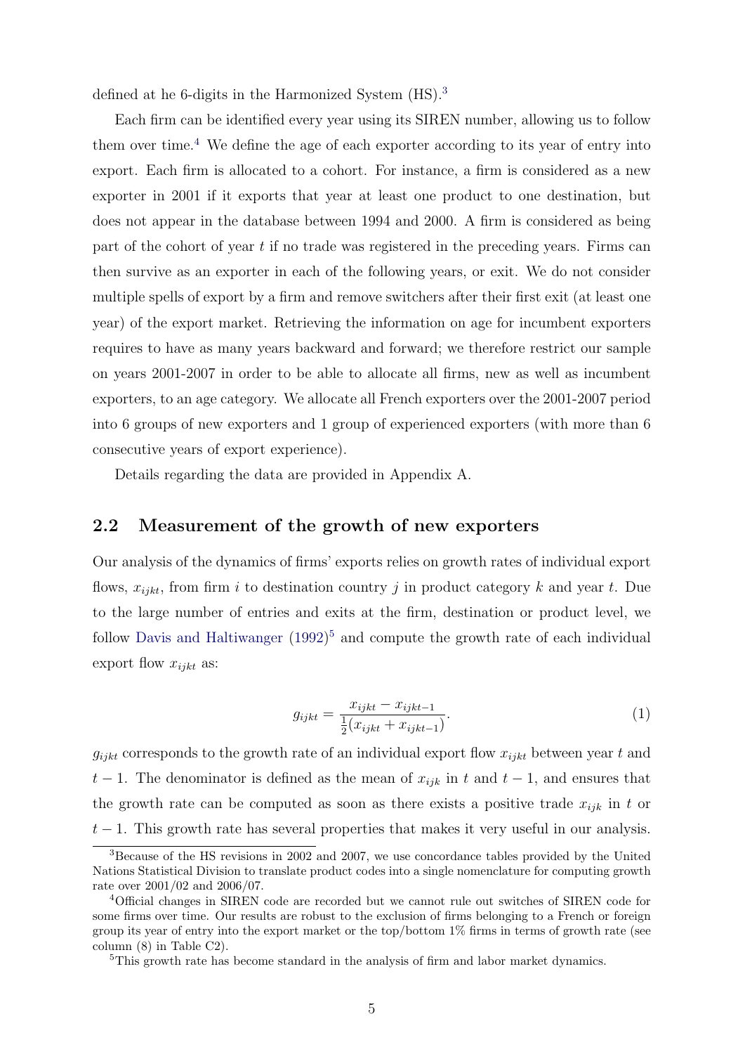defined at he 6-digits in the Harmonized System (HS).[3]

Each firm can be identified every year using its SIREN number, allowing us to follow them over time.[4] We define the age of each exporter according to its year of entry into export. Each firm is allocated to a cohort. For instance, a firm is considered as a new exporter in 2001 if it exports that year at least one product to one destination, but does not appear in the database between 1994 and 2000. A firm is considered as being part of the cohort of year $t$ if no trade was registered in the preceding years. Firms can then survive as an exporter in each of the following years, or exit. We do not consider multiple spells of export by a firm and remove switchers after their first exit (at least one year) of the export market. Retrieving the information on age for incumbent exporters requires to have as many years backward and forward; we therefore restrict our sample on years 2001-2007 in order to be able to allocate all firms, new as well as incumbent exporters, to an age category. We allocate all French exporters over the 2001-2007 period into 6 groups of new exporters and 1 group of experienced exporters (with more than 6 consecutive years of export experience).

Details regarding the data are provided in Appendix A.

## 2.2 Measurement of the growth of new exporters

Our analysis of the dynamics of firms' exports relies on growth rates of individual export flows, $x_{ijkt}$, from firm $i$ to destination country $j$ in product category $k$ and year $t$. Due to the large number of entries and exits at the firm, destination or product level, we follow Davis and Haltiwanger (1992)[5] and compute the growth rate of each individual export flow $x_{ijkt}$ as:

$$g_{ijkt} = \frac{x_{ijkt} - x_{ijkt-1}}{\frac{1}{2}(x_{ijkt} + x_{ijkt-1})}. \tag{1}$$

$g_{ijkt}$ corresponds to the growth rate of an individual export flow $x_{ijkt}$ between year $t$ and $t-1$. The denominator is defined as the mean of $x_{ijk}$ in $t$ and $t-1$, and ensures that the growth rate can be computed as soon as there exists a positive trade $x_{ijk}$ in $t$ or $t-1$. This growth rate has several properties that makes it very useful in our analysis.

[3] Because of the HS revisions in 2002 and 2007, we use concordance tables provided by the United Nations Statistical Division to translate product codes into a single nomenclature for computing growth rate over 2001/02 and 2006/07.

[4] Official changes in SIREN code are recorded but we cannot rule out switches of SIREN code for some firms over time. Our results are robust to the exclusion of firms belonging to a French or foreign group its year of entry into the export market or the top/bottom 1% firms in terms of growth rate (see column (8) in Table C2).

[5] This growth rate has become standard in the analysis of firm and labor market dynamics.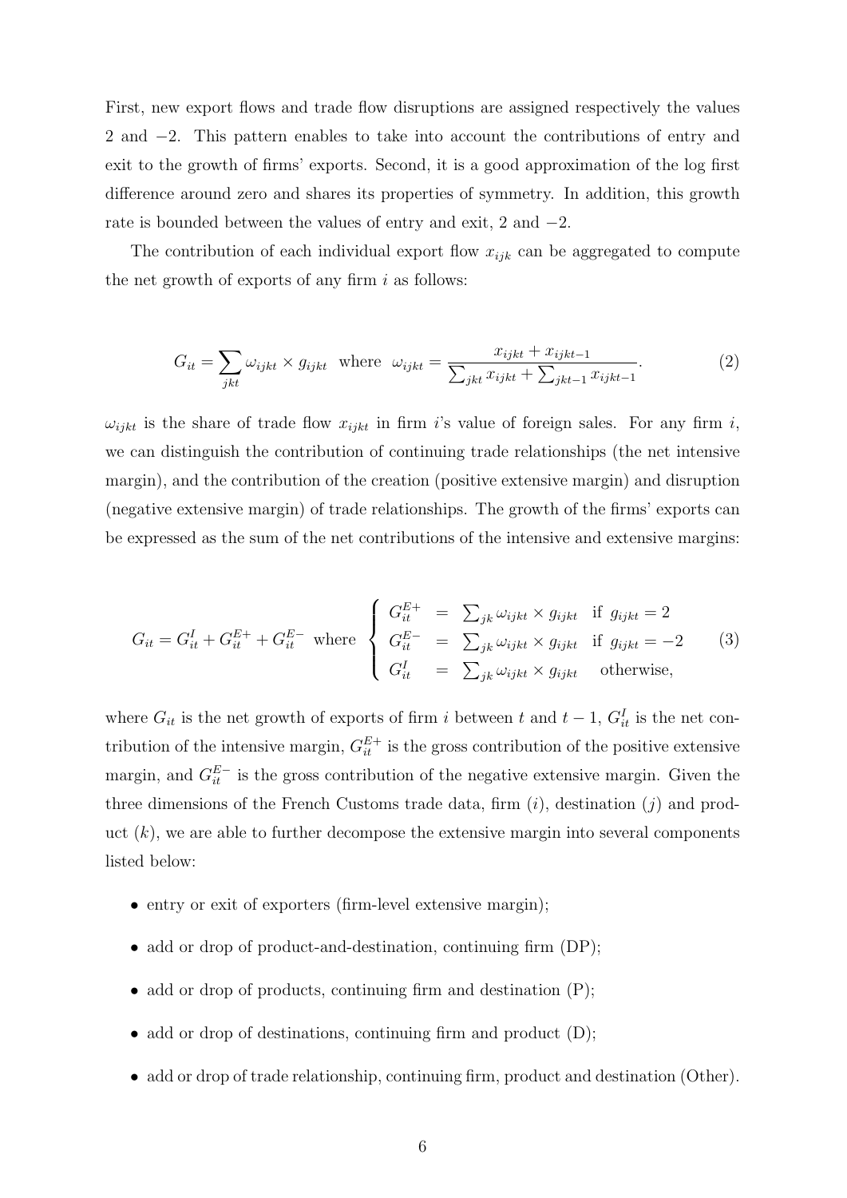First, new export flows and trade flow disruptions are assigned respectively the values 2 and −2. This pattern enables to take into account the contributions of entry and exit to the growth of firms' exports. Second, it is a good approximation of the log first difference around zero and shares its properties of symmetry. In addition, this growth rate is bounded between the values of entry and exit, 2 and −2.

The contribution of each individual export flow $x_{ijk}$ can be aggregated to compute the net growth of exports of any firm $i$ as follows:

$$G_{it} = \sum_{jkt} \omega_{ijkt} \times g_{ijkt} \quad \text{where} \quad \omega_{ijkt} = \frac{x_{ijkt} + x_{ijkt-1}}{\sum_{jkt} x_{ijkt} + \sum_{jkt-1} x_{ijkt-1}}. \tag{2}$$

$\omega_{ijkt}$ is the share of trade flow $x_{ijkt}$ in firm $i$'s value of foreign sales. For any firm $i$, we can distinguish the contribution of continuing trade relationships (the net intensive margin), and the contribution of the creation (positive extensive margin) and disruption (negative extensive margin) of trade relationships. The growth of the firms' exports can be expressed as the sum of the net contributions of the intensive and extensive margins:

$$G_{it} = G_{it}^{I} + G_{it}^{E+} + G_{it}^{E-} \quad \text{where} \quad \left\{ \begin{array}{lcll} G_{it}^{E+} & = & \sum_{jk} \omega_{ijkt} \times g_{ijkt} & \text{if } g_{ijkt} = 2 \\ G_{it}^{E-} & = & \sum_{jk} \omega_{ijkt} \times g_{ijkt} & \text{if } g_{ijkt} = -2 \\ G_{it}^{I} & = & \sum_{jk} \omega_{ijkt} \times g_{ijkt} & \text{otherwise,} \end{array} \right. \tag{3}$$

where $G_{it}$ is the net growth of exports of firm $i$ between $t$ and $t-1$, $G_{it}^{I}$ is the net contribution of the intensive margin, $G_{it}^{E+}$ is the gross contribution of the positive extensive margin, and $G_{it}^{E-}$ is the gross contribution of the negative extensive margin. Given the three dimensions of the French Customs trade data, firm ($i$), destination ($j$) and product ($k$), we are able to further decompose the extensive margin into several components listed below:

- entry or exit of exporters (firm-level extensive margin);
- add or drop of product-and-destination, continuing firm (DP);
- add or drop of products, continuing firm and destination (P);
- add or drop of destinations, continuing firm and product (D);
- add or drop of trade relationship, continuing firm, product and destination (Other).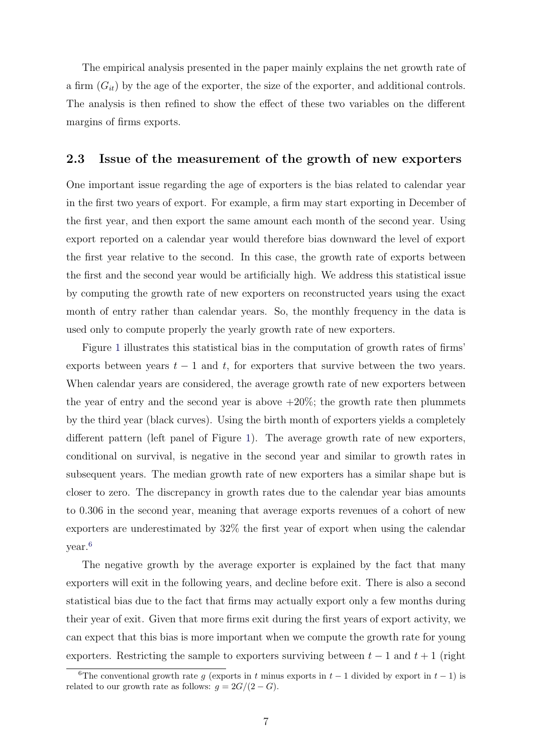The empirical analysis presented in the paper mainly explains the net growth rate of a firm ($G_{it}$) by the age of the exporter, the size of the exporter, and additional controls. The analysis is then refined to show the effect of these two variables on the different margins of firms exports.

## 2.3 Issue of the measurement of the growth of new exporters

One important issue regarding the age of exporters is the bias related to calendar year in the first two years of export. For example, a firm may start exporting in December of the first year, and then export the same amount each month of the second year. Using export reported on a calendar year would therefore bias downward the level of export the first year relative to the second. In this case, the growth rate of exports between the first and the second year would be artificially high. We address this statistical issue by computing the growth rate of new exporters on reconstructed years using the exact month of entry rather than calendar years. So, the monthly frequency in the data is used only to compute properly the yearly growth rate of new exporters.

Figure 1 illustrates this statistical bias in the computation of growth rates of firms' exports between years $t-1$ and $t$, for exporters that survive between the two years. When calendar years are considered, the average growth rate of new exporters between the year of entry and the second year is above +20%; the growth rate then plummets by the third year (black curves). Using the birth month of exporters yields a completely different pattern (left panel of Figure 1). The average growth rate of new exporters, conditional on survival, is negative in the second year and similar to growth rates in subsequent years. The median growth rate of new exporters has a similar shape but is closer to zero. The discrepancy in growth rates due to the calendar year bias amounts to 0.306 in the second year, meaning that average exports revenues of a cohort of new exporters are underestimated by 32% the first year of export when using the calendar year.[6]

The negative growth by the average exporter is explained by the fact that many exporters will exit in the following years, and decline before exit. There is also a second statistical bias due to the fact that firms may actually export only a few months during their year of exit. Given that more firms exit during the first years of export activity, we can expect that this bias is more important when we compute the growth rate for young exporters. Restricting the sample to exporters surviving between $t-1$ and $t+1$ (right

[6] The conventional growth rate $g$ (exports in $t$ minus exports in $t-1$ divided by export in $t-1$) is related to our growth rate as follows: $g = 2G/(2-G)$.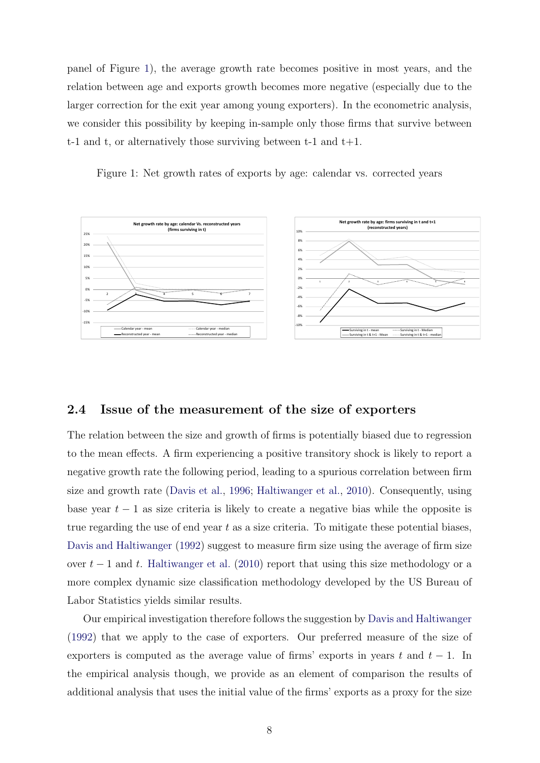panel of Figure 1), the average growth rate becomes positive in most years, and the relation between age and exports growth becomes more negative (especially due to the larger correction for the exit year among young exporters). In the econometric analysis, we consider this possibility by keeping in-sample only those firms that survive between t-1 and t, or alternatively those surviving between t-1 and t+1.

Figure 1: Net growth rates of exports by age: calendar vs. corrected years

## 2.4 Issue of the measurement of the size of exporters

The relation between the size and growth of firms is potentially biased due to regression to the mean effects. A firm experiencing a positive transitory shock is likely to report a negative growth rate the following period, leading to a spurious correlation between firm size and growth rate (Davis et al., 1996; Haltiwanger et al., 2010). Consequently, using base year $t-1$ as size criteria is likely to create a negative bias while the opposite is true regarding the use of end year $t$ as a size criteria. To mitigate these potential biases, Davis and Haltiwanger (1992) suggest to measure firm size using the average of firm size over $t-1$ and $t$. Haltiwanger et al. (2010) report that using this size methodology or a more complex dynamic size classification methodology developed by the US Bureau of Labor Statistics yields similar results.

Our empirical investigation therefore follows the suggestion by Davis and Haltiwanger (1992) that we apply to the case of exporters. Our preferred measure of the size of exporters is computed as the average value of firms' exports in years $t$ and $t-1$. In the empirical analysis though, we provide as an element of comparison the results of additional analysis that uses the initial value of the firms' exports as a proxy for the size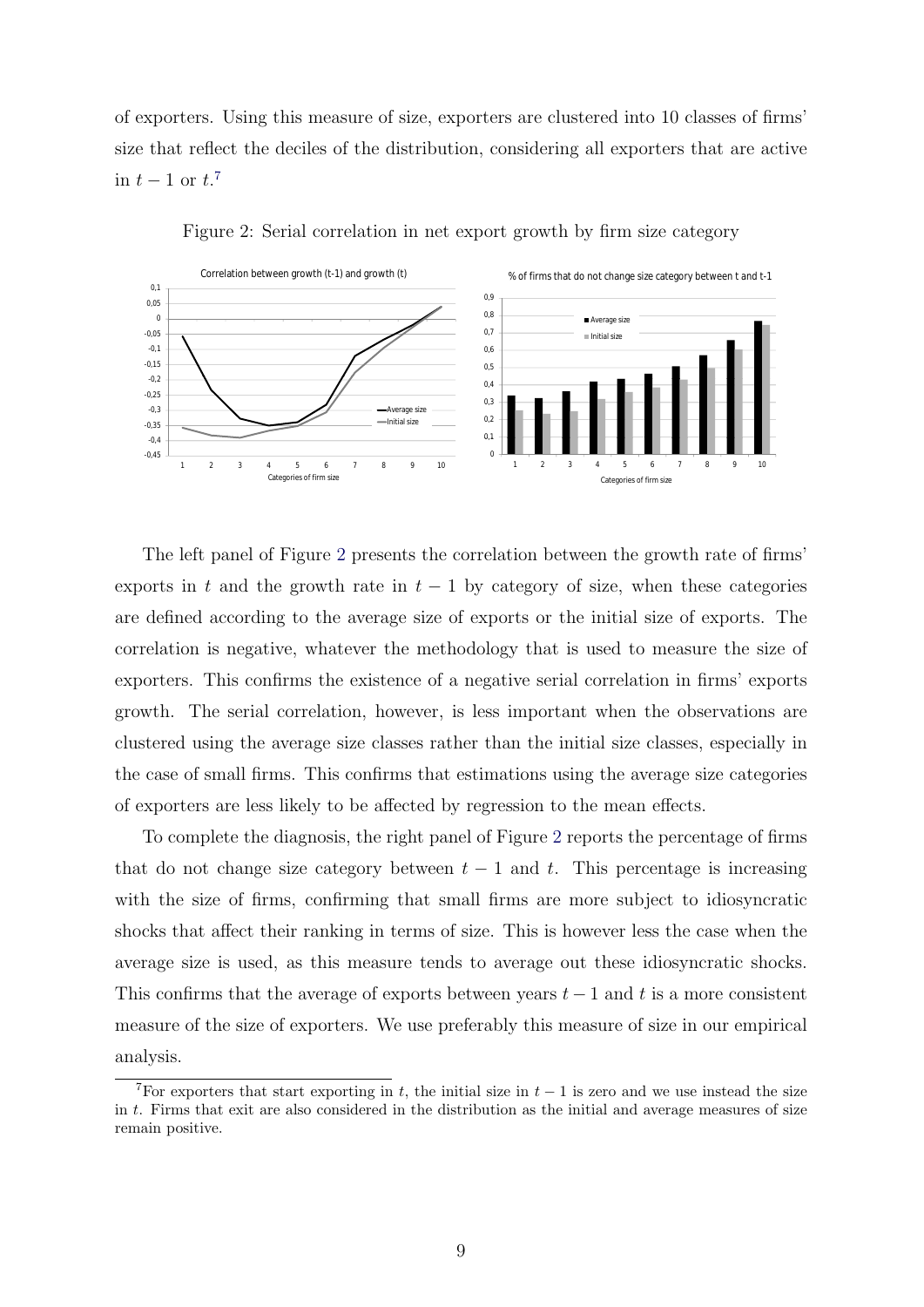of exporters. Using this measure of size, exporters are clustered into 10 classes of firms' size that reflect the deciles of the distribution, considering all exporters that are active in $t-1$ or $t$.[7]

Figure 2: Serial correlation in net export growth by firm size category

The left panel of Figure 2 presents the correlation between the growth rate of firms' exports in $t$ and the growth rate in $t-1$ by category of size, when these categories are defined according to the average size of exports or the initial size of exports. The correlation is negative, whatever the methodology that is used to measure the size of exporters. This confirms the existence of a negative serial correlation in firms' exports growth. The serial correlation, however, is less important when the observations are clustered using the average size classes rather than the initial size classes, especially in the case of small firms. This confirms that estimations using the average size categories of exporters are less likely to be affected by regression to the mean effects.

To complete the diagnosis, the right panel of Figure 2 reports the percentage of firms that do not change size category between $t-1$ and $t$. This percentage is increasing with the size of firms, confirming that small firms are more subject to idiosyncratic shocks that affect their ranking in terms of size. This is however less the case when the average size is used, as this measure tends to average out these idiosyncratic shocks. This confirms that the average of exports between years $t-1$ and $t$ is a more consistent measure of the size of exporters. We use preferably this measure of size in our empirical analysis.

[7]For exporters that start exporting in $t$, the initial size in $t-1$ is zero and we use instead the size in $t$. Firms that exit are also considered in the distribution as the initial and average measures of size remain positive.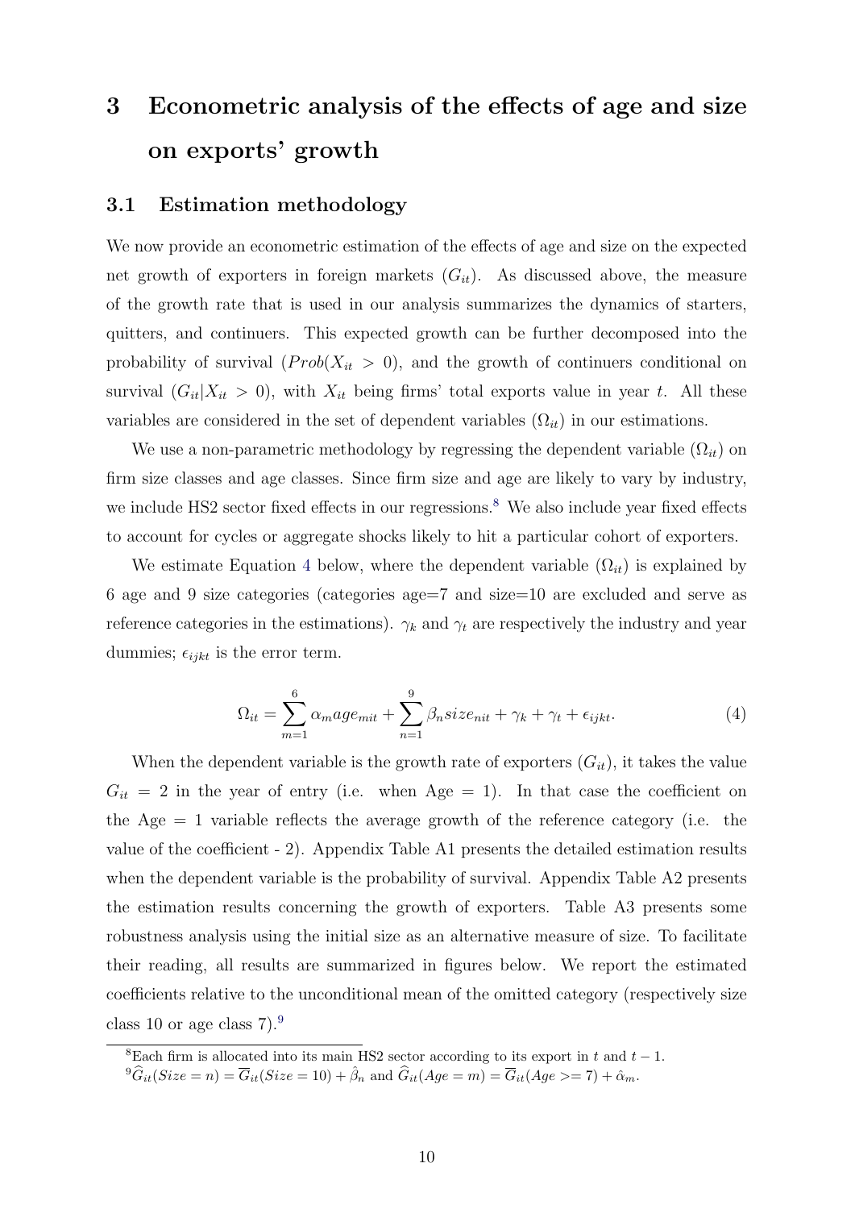# 3 Econometric analysis of the effects of age and size on exports' growth

## 3.1 Estimation methodology

We now provide an econometric estimation of the effects of age and size on the expected net growth of exporters in foreign markets ($G_{it}$). As discussed above, the measure of the growth rate that is used in our analysis summarizes the dynamics of starters, quitters, and continuers. This expected growth can be further decomposed into the probability of survival ($Prob(X_{it} > 0)$, and the growth of continuers conditional on survival ($G_{it}|X_{it} > 0$), with $X_{it}$ being firms' total exports value in year $t$. All these variables are considered in the set of dependent variables ($\Omega_{it}$) in our estimations.

We use a non-parametric methodology by regressing the dependent variable ($\Omega_{it}$) on firm size classes and age classes. Since firm size and age are likely to vary by industry, we include HS2 sector fixed effects in our regressions.[8] We also include year fixed effects to account for cycles or aggregate shocks likely to hit a particular cohort of exporters.

We estimate Equation 4 below, where the dependent variable ($\Omega_{it}$) is explained by 6 age and 9 size categories (categories age=7 and size=10 are excluded and serve as reference categories in the estimations). $\gamma_k$ and $\gamma_t$ are respectively the industry and year dummies; $\epsilon_{ijkt}$ is the error term.

$$\Omega_{it} = \sum_{m=1}^{6} \alpha_m age_{mit} + \sum_{n=1}^{9} \beta_n size_{nit} + \gamma_k + \gamma_t + \epsilon_{ijkt}. \tag{4}$$

When the dependent variable is the growth rate of exporters ($G_{it}$), it takes the value $G_{it} = 2$ in the year of entry (i.e. when Age = 1). In that case the coefficient on the Age = 1 variable reflects the average growth of the reference category (i.e. the value of the coefficient - 2). Appendix Table A1 presents the detailed estimation results when the dependent variable is the probability of survival. Appendix Table A2 presents the estimation results concerning the growth of exporters. Table A3 presents some robustness analysis using the initial size as an alternative measure of size. To facilitate their reading, all results are summarized in figures below. We report the estimated coefficients relative to the unconditional mean of the omitted category (respectively size class 10 or age class 7).[9]

---

[8] Each firm is allocated into its main HS2 sector according to its export in $t$ and $t-1$.

[9] $\widehat{G}_{it}(Size = n) = \overline{G}_{it}(Size = 10) + \hat{\beta}_n$ and $\widehat{G}_{it}(Age = m) = \overline{G}_{it}(Age >= 7) + \hat{\alpha}_m$.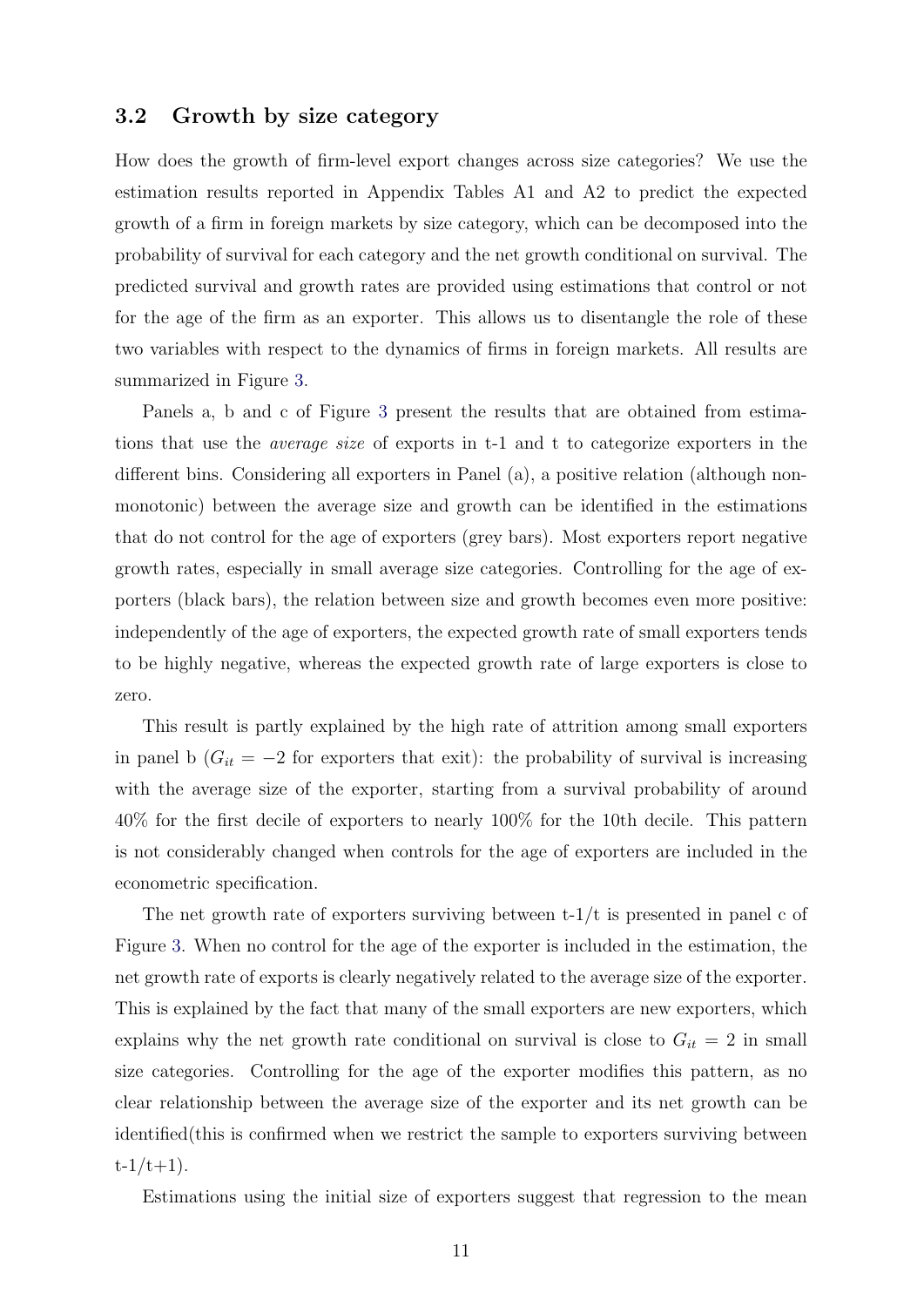### 3.2 Growth by size category

How does the growth of firm-level export changes across size categories? We use the estimation results reported in Appendix Tables A1 and A2 to predict the expected growth of a firm in foreign markets by size category, which can be decomposed into the probability of survival for each category and the net growth conditional on survival. The predicted survival and growth rates are provided using estimations that control or not for the age of the firm as an exporter. This allows us to disentangle the role of these two variables with respect to the dynamics of firms in foreign markets. All results are summarized in Figure 3.

Panels a, b and c of Figure 3 present the results that are obtained from estimations that use the *average size* of exports in t-1 and t to categorize exporters in the different bins. Considering all exporters in Panel (a), a positive relation (although non-monotonic) between the average size and growth can be identified in the estimations that do not control for the age of exporters (grey bars). Most exporters report negative growth rates, especially in small average size categories. Controlling for the age of exporters (black bars), the relation between size and growth becomes even more positive: independently of the age of exporters, the expected growth rate of small exporters tends to be highly negative, whereas the expected growth rate of large exporters is close to zero.

This result is partly explained by the high rate of attrition among small exporters in panel b ($G_{it} = -2$ for exporters that exit): the probability of survival is increasing with the average size of the exporter, starting from a survival probability of around 40% for the first decile of exporters to nearly 100% for the 10th decile. This pattern is not considerably changed when controls for the age of exporters are included in the econometric specification.

The net growth rate of exporters surviving between t-1/t is presented in panel c of Figure 3. When no control for the age of the exporter is included in the estimation, the net growth rate of exports is clearly negatively related to the average size of the exporter. This is explained by the fact that many of the small exporters are new exporters, which explains why the net growth rate conditional on survival is close to $G_{it} = 2$ in small size categories. Controlling for the age of the exporter modifies this pattern, as no clear relationship between the average size of the exporter and its net growth can be identified(this is confirmed when we restrict the sample to exporters surviving between t-1/t+1).

Estimations using the initial size of exporters suggest that regression to the mean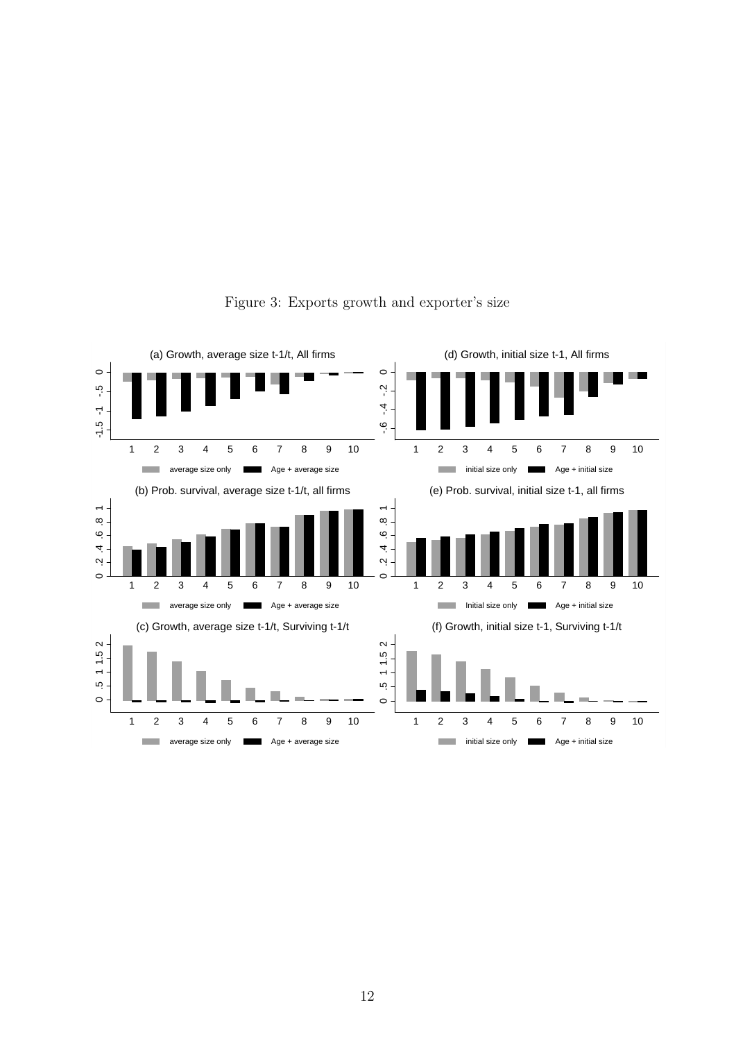Figure 3: Exports growth and exporter's size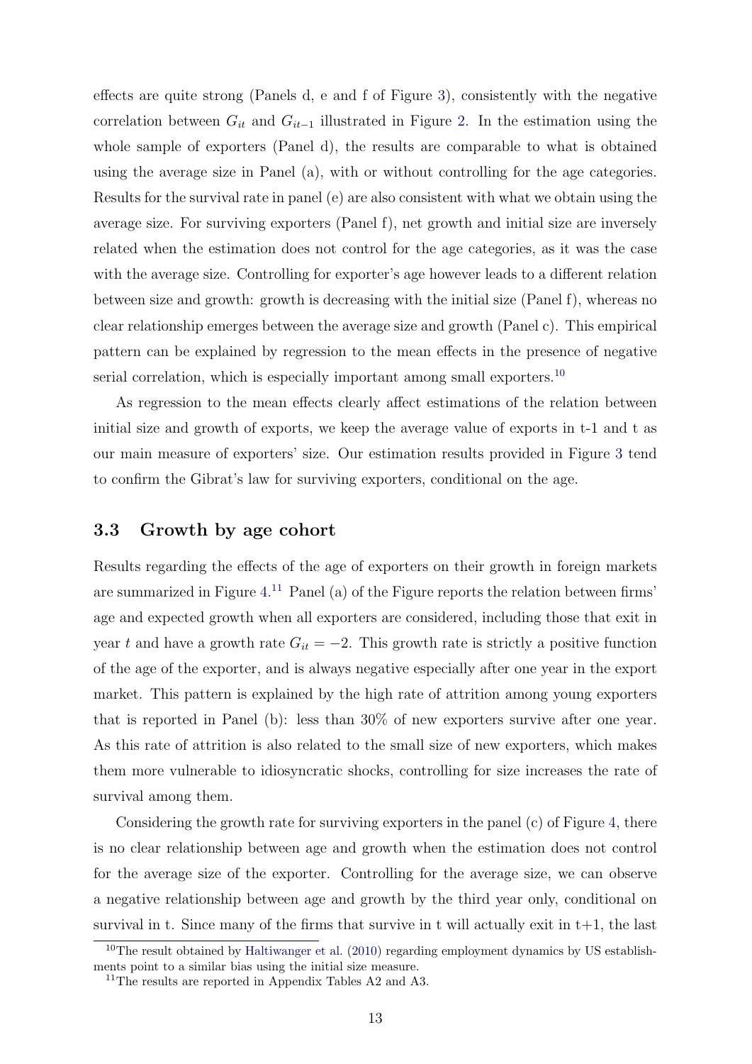effects are quite strong (Panels d, e and f of Figure 3), consistently with the negative correlation between $G_{it}$ and $G_{it-1}$ illustrated in Figure 2. In the estimation using the whole sample of exporters (Panel d), the results are comparable to what is obtained using the average size in Panel (a), with or without controlling for the age categories. Results for the survival rate in panel (e) are also consistent with what we obtain using the average size. For surviving exporters (Panel f), net growth and initial size are inversely related when the estimation does not control for the age categories, as it was the case with the average size. Controlling for exporter's age however leads to a different relation between size and growth: growth is decreasing with the initial size (Panel f), whereas no clear relationship emerges between the average size and growth (Panel c). This empirical pattern can be explained by regression to the mean effects in the presence of negative serial correlation, which is especially important among small exporters.[10]

As regression to the mean effects clearly affect estimations of the relation between initial size and growth of exports, we keep the average value of exports in t-1 and t as our main measure of exporters' size. Our estimation results provided in Figure 3 tend to confirm the Gibrat's law for surviving exporters, conditional on the age.

### 3.3 Growth by age cohort

Results regarding the effects of the age of exporters on their growth in foreign markets are summarized in Figure 4.[11] Panel (a) of the Figure reports the relation between firms' age and expected growth when all exporters are considered, including those that exit in year $t$ and have a growth rate $G_{it} = -2$. This growth rate is strictly a positive function of the age of the exporter, and is always negative especially after one year in the export market. This pattern is explained by the high rate of attrition among young exporters that is reported in Panel (b): less than 30% of new exporters survive after one year. As this rate of attrition is also related to the small size of new exporters, which makes them more vulnerable to idiosyncratic shocks, controlling for size increases the rate of survival among them.

Considering the growth rate for surviving exporters in the panel (c) of Figure 4, there is no clear relationship between age and growth when the estimation does not control for the average size of the exporter. Controlling for the average size, we can observe a negative relationship between age and growth by the third year only, conditional on survival in t. Since many of the firms that survive in t will actually exit in t+1, the last

[10] The result obtained by Haltiwanger et al. (2010) regarding employment dynamics by US establishments point to a similar bias using the initial size measure.

[11] The results are reported in Appendix Tables A2 and A3.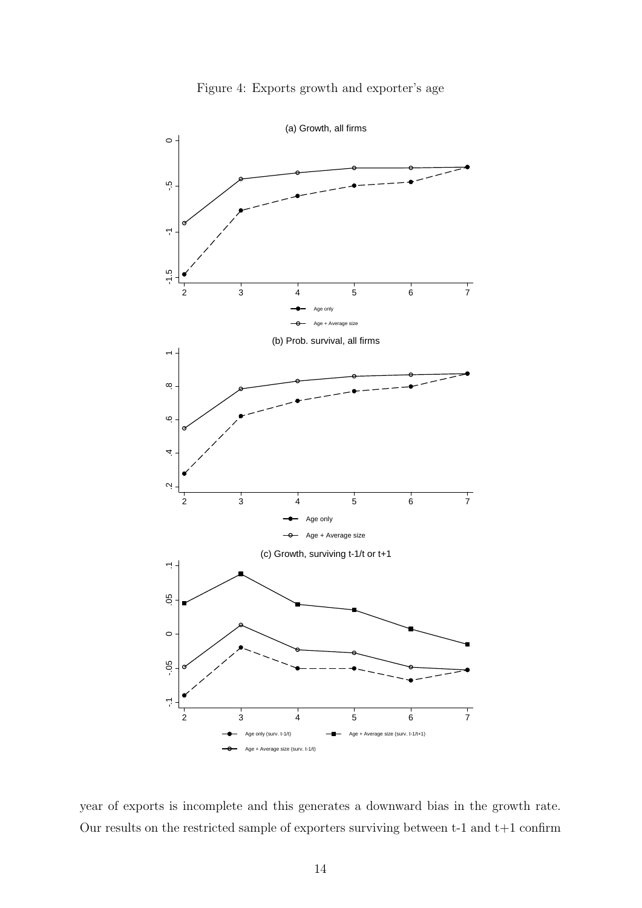Figure 4: Exports growth and exporter's age

year of exports is incomplete and this generates a downward bias in the growth rate. Our results on the restricted sample of exporters surviving between t-1 and t+1 confirm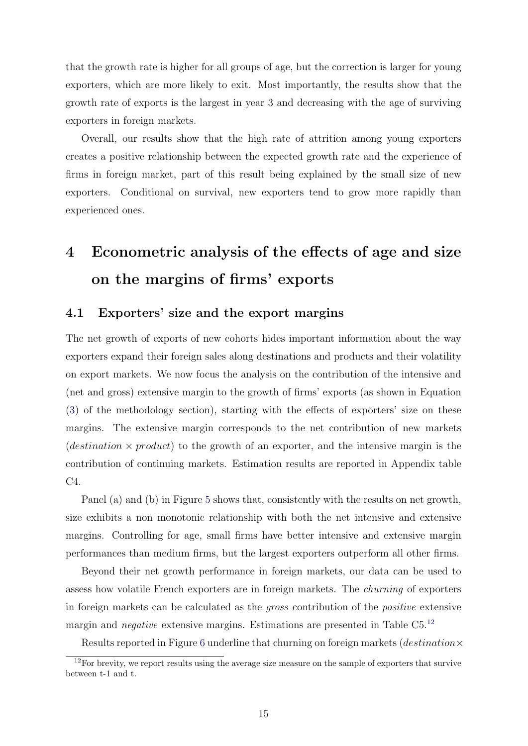that the growth rate is higher for all groups of age, but the correction is larger for young exporters, which are more likely to exit. Most importantly, the results show that the growth rate of exports is the largest in year 3 and decreasing with the age of surviving exporters in foreign markets.

Overall, our results show that the high rate of attrition among young exporters creates a positive relationship between the expected growth rate and the experience of firms in foreign market, part of this result being explained by the small size of new exporters. Conditional on survival, new exporters tend to grow more rapidly than experienced ones.

# 4 Econometric analysis of the effects of age and size on the margins of firms' exports

## 4.1 Exporters' size and the export margins

The net growth of exports of new cohorts hides important information about the way exporters expand their foreign sales along destinations and products and their volatility on export markets. We now focus the analysis on the contribution of the intensive and (net and gross) extensive margin to the growth of firms' exports (as shown in Equation (3) of the methodology section), starting with the effects of exporters' size on these margins. The extensive margin corresponds to the net contribution of new markets ($destination \times product$) to the growth of an exporter, and the intensive margin is the contribution of continuing markets. Estimation results are reported in Appendix table C4.

Panel (a) and (b) in Figure 5 shows that, consistently with the results on net growth, size exhibits a non monotonic relationship with both the net intensive and extensive margins. Controlling for age, small firms have better intensive and extensive margin performances than medium firms, but the largest exporters outperform all other firms.

Beyond their net growth performance in foreign markets, our data can be used to assess how volatile French exporters are in foreign markets. The *churning* of exporters in foreign markets can be calculated as the *gross* contribution of the *positive* extensive margin and *negative* extensive margins. Estimations are presented in Table C5.[12]

Results reported in Figure 6 underline that churning on foreign markets ($destination \times$

[12] For brevity, we report results using the average size measure on the sample of exporters that survive between t-1 and t.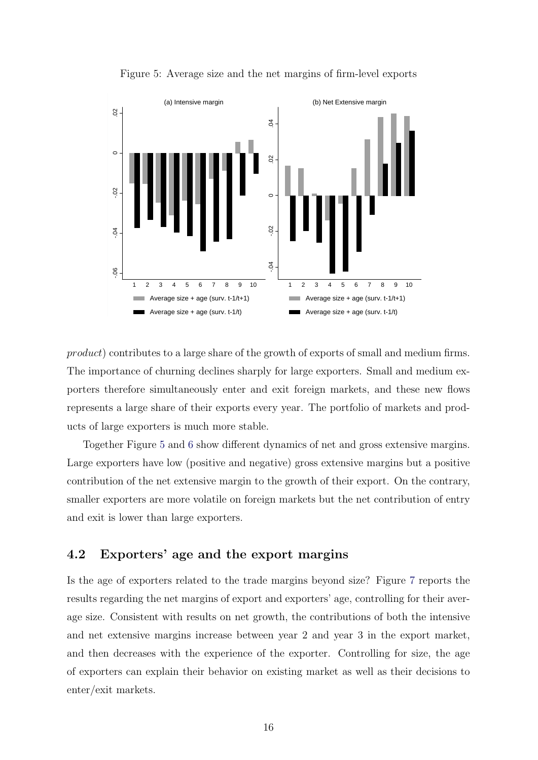Figure 5: Average size and the net margins of firm-level exports

*product*) contributes to a large share of the growth of exports of small and medium firms. The importance of churning declines sharply for large exporters. Small and medium exporters therefore simultaneously enter and exit foreign markets, and these new flows represents a large share of their exports every year. The portfolio of markets and products of large exporters is much more stable.

Together Figure 5 and 6 show different dynamics of net and gross extensive margins. Large exporters have low (positive and negative) gross extensive margins but a positive contribution of the net extensive margin to the growth of their export. On the contrary, smaller exporters are more volatile on foreign markets but the net contribution of entry and exit is lower than large exporters.

## 4.2 Exporters' age and the export margins

Is the age of exporters related to the trade margins beyond size? Figure 7 reports the results regarding the net margins of export and exporters' age, controlling for their average size. Consistent with results on net growth, the contributions of both the intensive and net extensive margins increase between year 2 and year 3 in the export market, and then decreases with the experience of the exporter. Controlling for size, the age of exporters can explain their behavior on existing market as well as their decisions to enter/exit markets.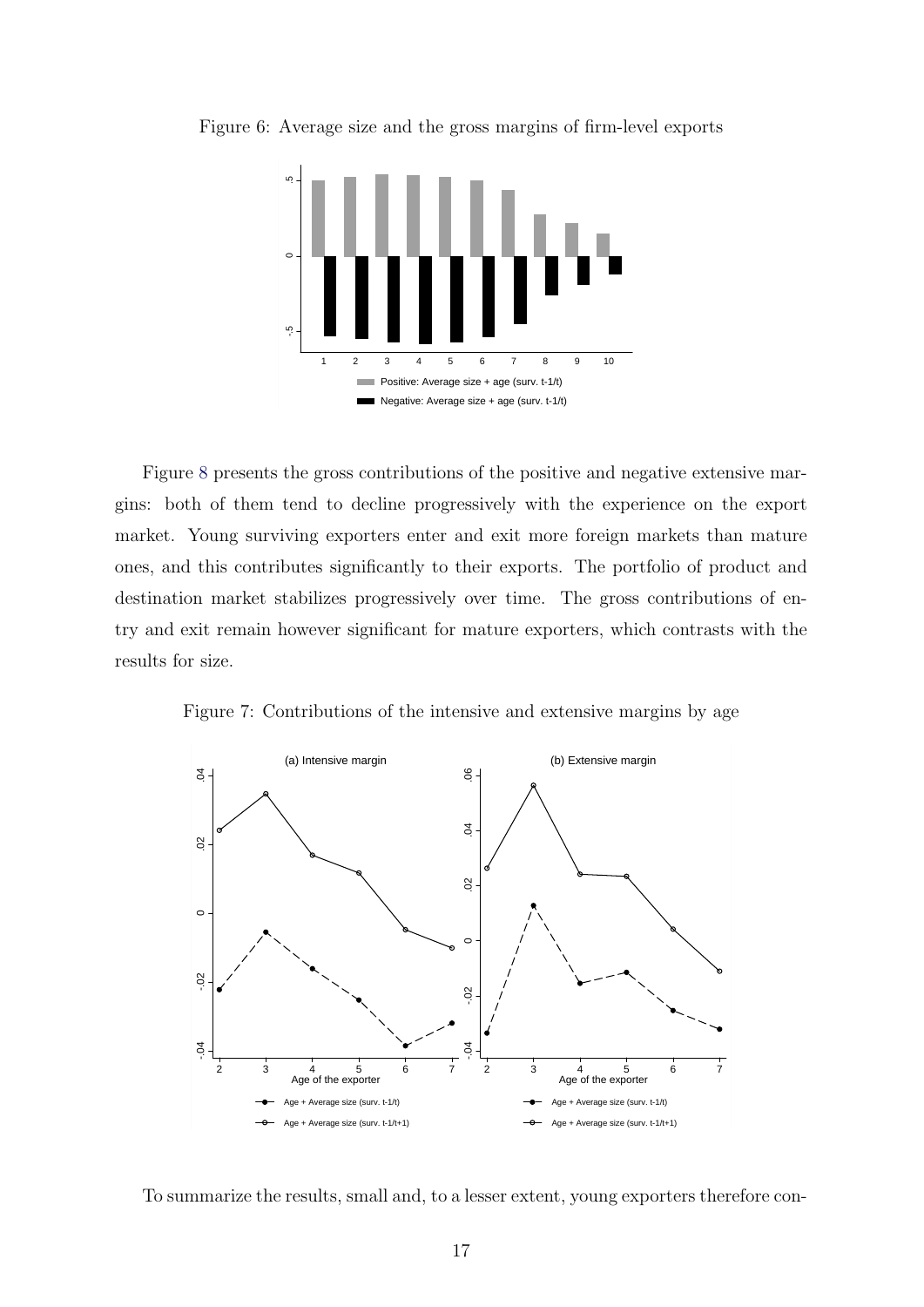Figure 6: Average size and the gross margins of firm-level exports

Figure 8 presents the gross contributions of the positive and negative extensive margins: both of them tend to decline progressively with the experience on the export market. Young surviving exporters enter and exit more foreign markets than mature ones, and this contributes significantly to their exports. The portfolio of product and destination market stabilizes progressively over time. The gross contributions of entry and exit remain however significant for mature exporters, which contrasts with the results for size.

Figure 7: Contributions of the intensive and extensive margins by age

To summarize the results, small and, to a lesser extent, young exporters therefore con-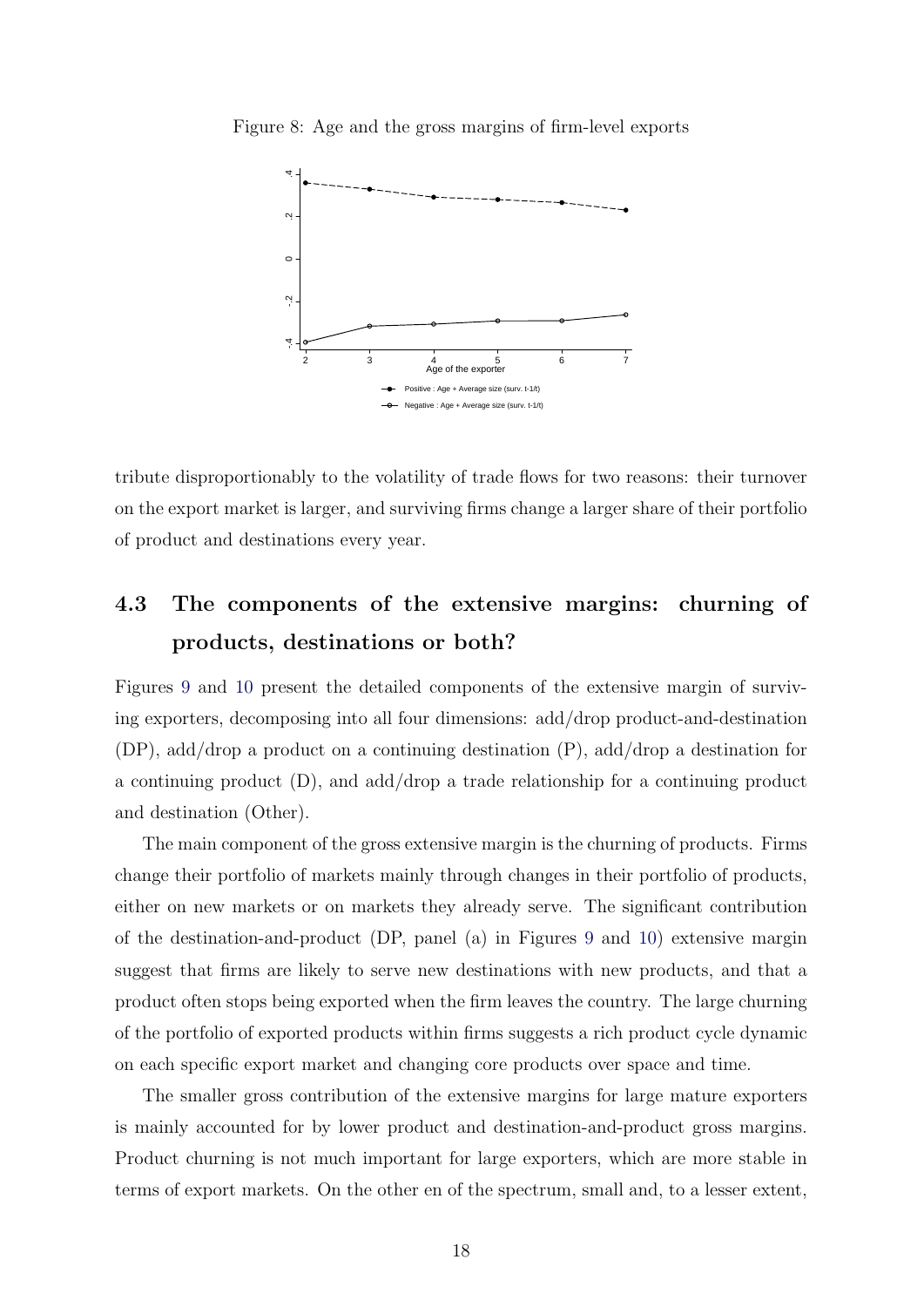Figure 8: Age and the gross margins of firm-level exports

tribute disproportionably to the volatility of trade flows for two reasons: their turnover on the export market is larger, and surviving firms change a larger share of their portfolio of product and destinations every year.

## 4.3 The components of the extensive margins: churning of products, destinations or both?

Figures 9 and 10 present the detailed components of the extensive margin of surviving exporters, decomposing into all four dimensions: add/drop product-and-destination (DP), add/drop a product on a continuing destination (P), add/drop a destination for a continuing product (D), and add/drop a trade relationship for a continuing product and destination (Other).

The main component of the gross extensive margin is the churning of products. Firms change their portfolio of markets mainly through changes in their portfolio of products, either on new markets or on markets they already serve. The significant contribution of the destination-and-product (DP, panel (a) in Figures 9 and 10) extensive margin suggest that firms are likely to serve new destinations with new products, and that a product often stops being exported when the firm leaves the country. The large churning of the portfolio of exported products within firms suggests a rich product cycle dynamic on each specific export market and changing core products over space and time.

The smaller gross contribution of the extensive margins for large mature exporters is mainly accounted for by lower product and destination-and-product gross margins. Product churning is not much important for large exporters, which are more stable in terms of export markets. On the other en of the spectrum, small and, to a lesser extent,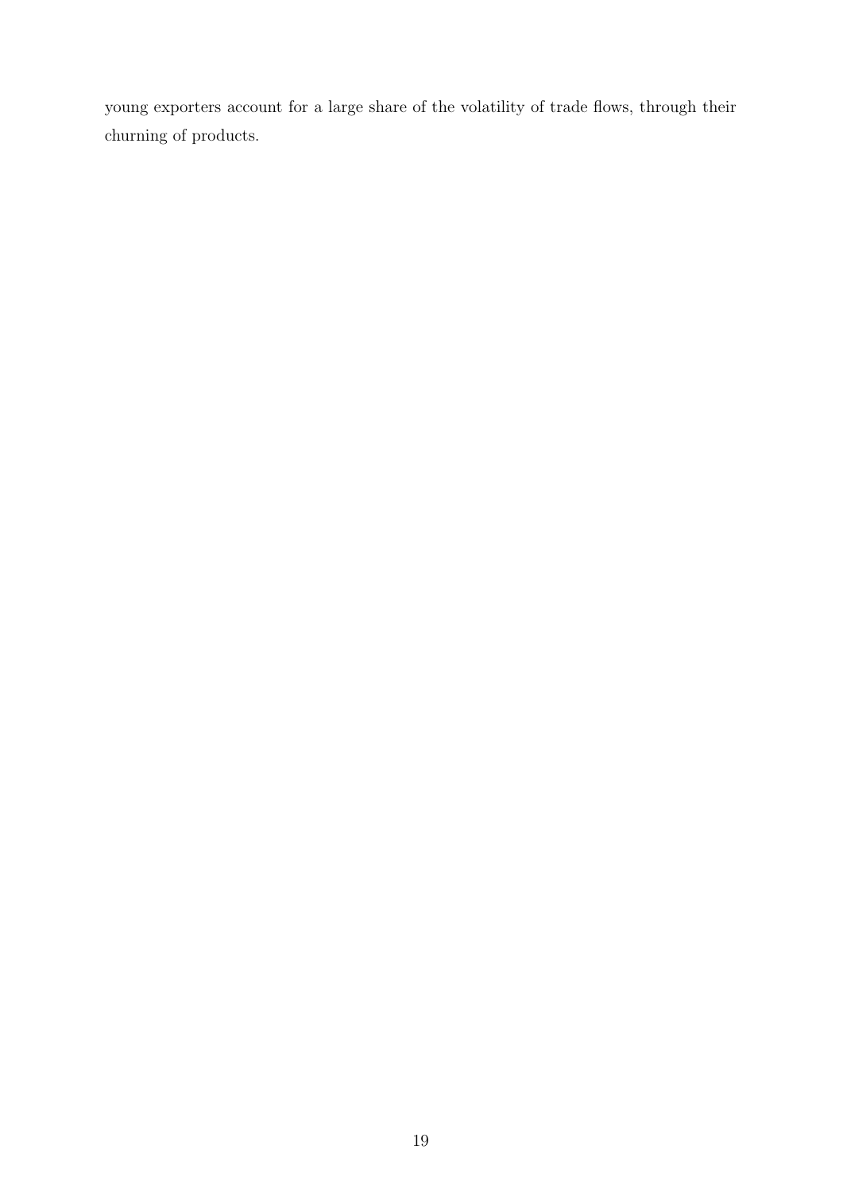young exporters account for a large share of the volatility of trade flows, through their churning of products.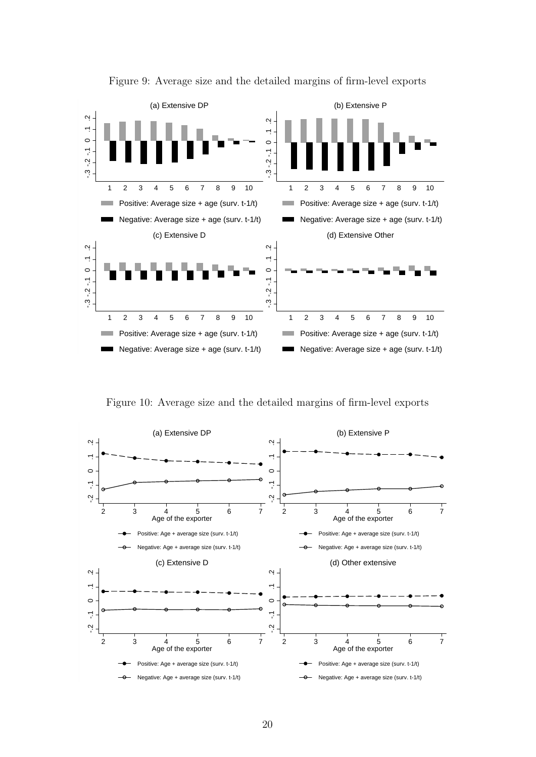Figure 9: Average size and the detailed margins of firm-level exports

Figure 10: Average size and the detailed margins of firm-level exports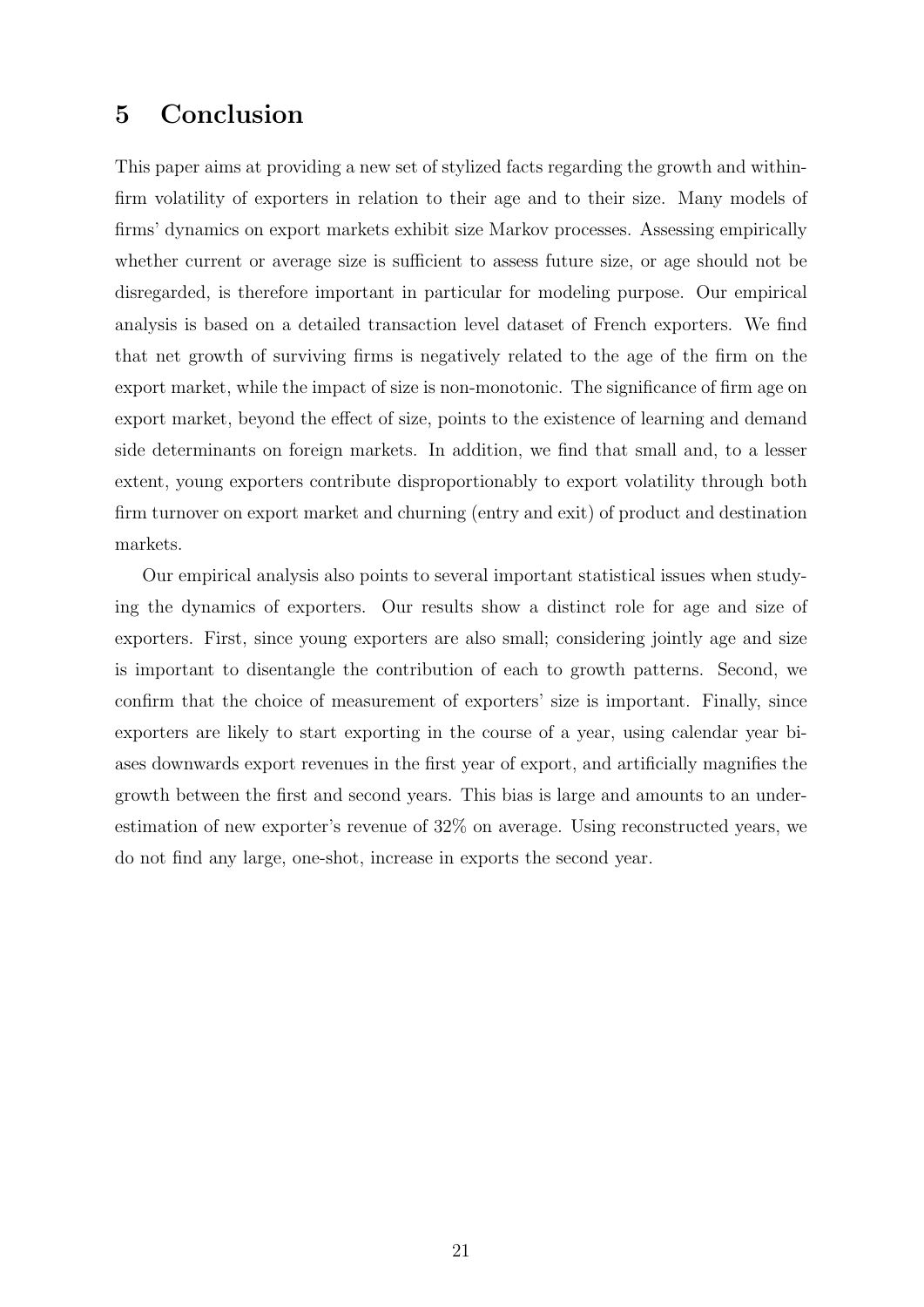# 5 Conclusion

This paper aims at providing a new set of stylized facts regarding the growth and within-firm volatility of exporters in relation to their age and to their size. Many models of firms' dynamics on export markets exhibit size Markov processes. Assessing empirically whether current or average size is sufficient to assess future size, or age should not be disregarded, is therefore important in particular for modeling purpose. Our empirical analysis is based on a detailed transaction level dataset of French exporters. We find that net growth of surviving firms is negatively related to the age of the firm on the export market, while the impact of size is non-monotonic. The significance of firm age on export market, beyond the effect of size, points to the existence of learning and demand side determinants on foreign markets. In addition, we find that small and, to a lesser extent, young exporters contribute disproportionably to export volatility through both firm turnover on export market and churning (entry and exit) of product and destination markets.

Our empirical analysis also points to several important statistical issues when studying the dynamics of exporters. Our results show a distinct role for age and size of exporters. First, since young exporters are also small; considering jointly age and size is important to disentangle the contribution of each to growth patterns. Second, we confirm that the choice of measurement of exporters' size is important. Finally, since exporters are likely to start exporting in the course of a year, using calendar year biases downwards export revenues in the first year of export, and artificially magnifies the growth between the first and second years. This bias is large and amounts to an underestimation of new exporter's revenue of 32% on average. Using reconstructed years, we do not find any large, one-shot, increase in exports the second year.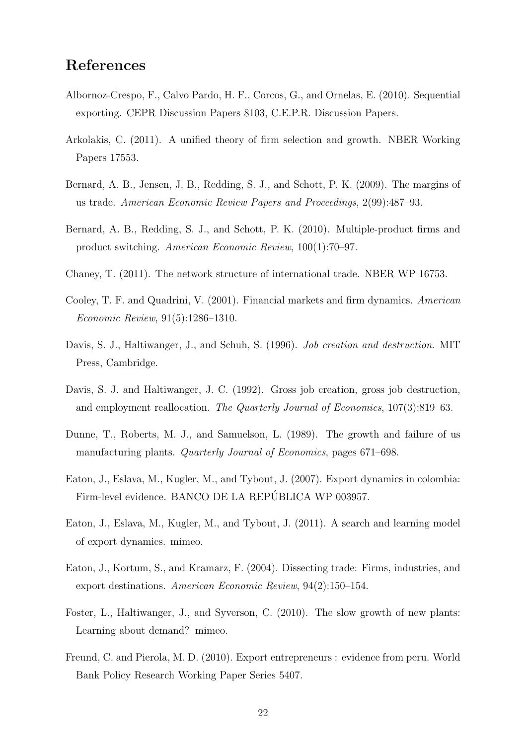# References

Albornoz-Crespo, F., Calvo Pardo, H. F., Corcos, G., and Ornelas, E. (2010). Sequential exporting. CEPR Discussion Papers 8103, C.E.P.R. Discussion Papers.

Arkolakis, C. (2011). A unified theory of firm selection and growth. NBER Working Papers 17553.

Bernard, A. B., Jensen, J. B., Redding, S. J., and Schott, P. K. (2009). The margins of us trade. *American Economic Review Papers and Proceedings*, 2(99):487–93.

Bernard, A. B., Redding, S. J., and Schott, P. K. (2010). Multiple-product firms and product switching. *American Economic Review*, 100(1):70–97.

Chaney, T. (2011). The network structure of international trade. NBER WP 16753.

Cooley, T. F. and Quadrini, V. (2001). Financial markets and firm dynamics. *American Economic Review*, 91(5):1286–1310.

Davis, S. J., Haltiwanger, J., and Schuh, S. (1996). *Job creation and destruction*. MIT Press, Cambridge.

Davis, S. J. and Haltiwanger, J. C. (1992). Gross job creation, gross job destruction, and employment reallocation. *The Quarterly Journal of Economics*, 107(3):819–63.

Dunne, T., Roberts, M. J., and Samuelson, L. (1989). The growth and failure of us manufacturing plants. *Quarterly Journal of Economics*, pages 671–698.

Eaton, J., Eslava, M., Kugler, M., and Tybout, J. (2007). Export dynamics in colombia: Firm-level evidence. BANCO DE LA REPÚBLICA WP 003957.

Eaton, J., Eslava, M., Kugler, M., and Tybout, J. (2011). A search and learning model of export dynamics. mimeo.

Eaton, J., Kortum, S., and Kramarz, F. (2004). Dissecting trade: Firms, industries, and export destinations. *American Economic Review*, 94(2):150–154.

Foster, L., Haltiwanger, J., and Syverson, C. (2010). The slow growth of new plants: Learning about demand? mimeo.

Freund, C. and Pierola, M. D. (2010). Export entrepreneurs : evidence from peru. World Bank Policy Research Working Paper Series 5407.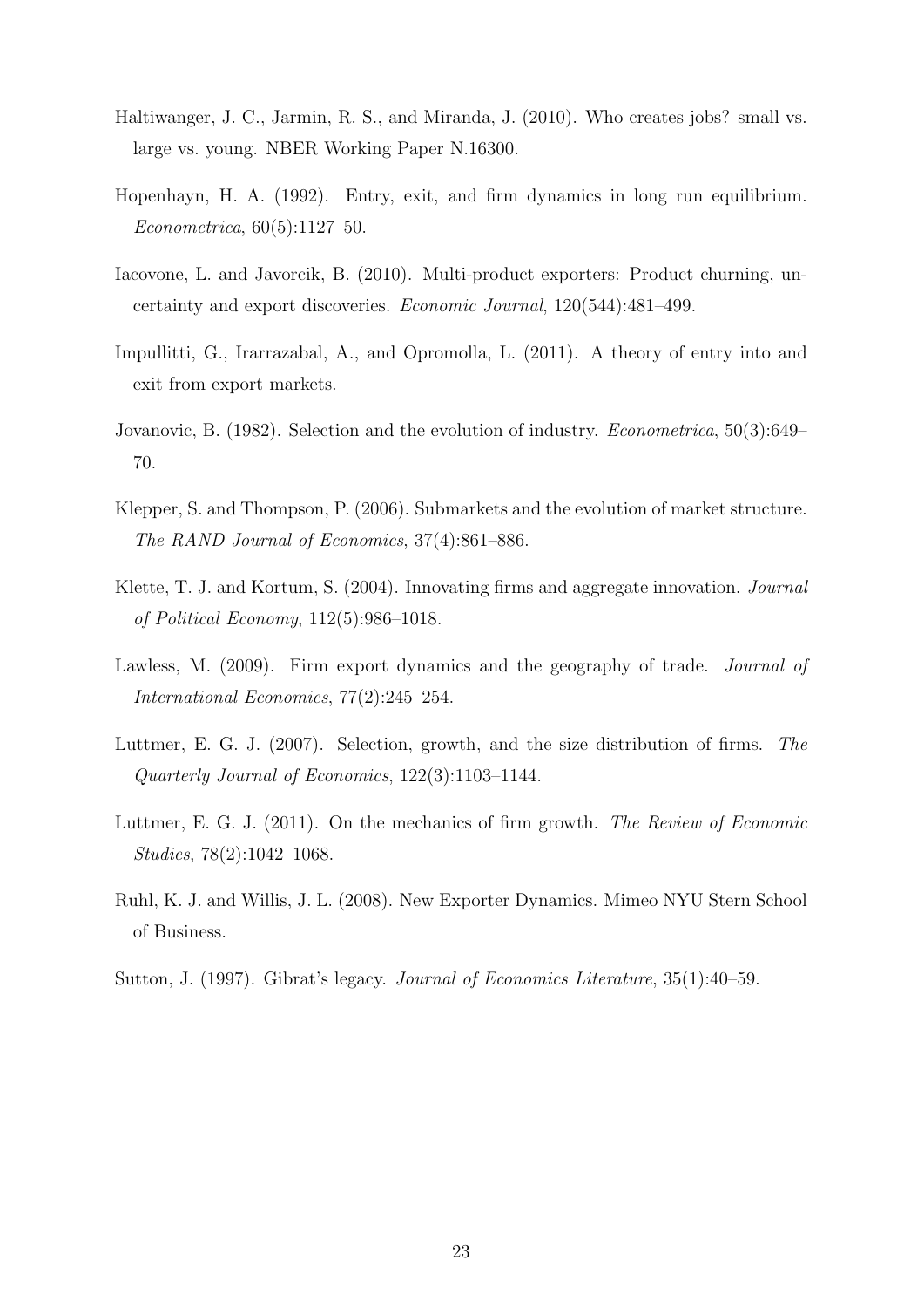Haltiwanger, J. C., Jarmin, R. S., and Miranda, J. (2010). Who creates jobs? small vs. large vs. young. NBER Working Paper N.16300.

Hopenhayn, H. A. (1992). Entry, exit, and firm dynamics in long run equilibrium. *Econometrica*, 60(5):1127–50.

Iacovone, L. and Javorcik, B. (2010). Multi-product exporters: Product churning, uncertainty and export discoveries. *Economic Journal*, 120(544):481–499.

Impullitti, G., Irarrazabal, A., and Opromolla, L. (2011). A theory of entry into and exit from export markets.

Jovanovic, B. (1982). Selection and the evolution of industry. *Econometrica*, 50(3):649–70.

Klepper, S. and Thompson, P. (2006). Submarkets and the evolution of market structure. *The RAND Journal of Economics*, 37(4):861–886.

Klette, T. J. and Kortum, S. (2004). Innovating firms and aggregate innovation. *Journal of Political Economy*, 112(5):986–1018.

Lawless, M. (2009). Firm export dynamics and the geography of trade. *Journal of International Economics*, 77(2):245–254.

Luttmer, E. G. J. (2007). Selection, growth, and the size distribution of firms. *The Quarterly Journal of Economics*, 122(3):1103–1144.

Luttmer, E. G. J. (2011). On the mechanics of firm growth. *The Review of Economic Studies*, 78(2):1042–1068.

Ruhl, K. J. and Willis, J. L. (2008). New Exporter Dynamics. Mimeo NYU Stern School of Business.

Sutton, J. (1997). Gibrat's legacy. *Journal of Economics Literature*, 35(1):40–59.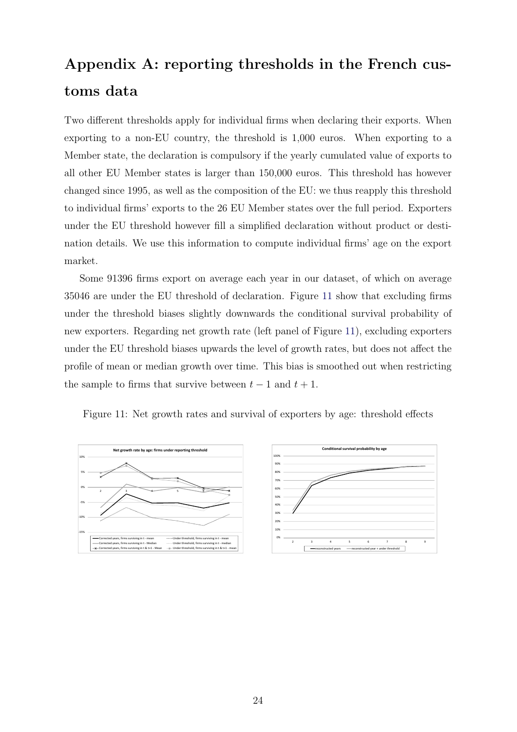# Appendix A: reporting thresholds in the French customs data

Two different thresholds apply for individual firms when declaring their exports. When exporting to a non-EU country, the threshold is 1,000 euros. When exporting to a Member state, the declaration is compulsory if the yearly cumulated value of exports to all other EU Member states is larger than 150,000 euros. This threshold has however changed since 1995, as well as the composition of the EU: we thus reapply this threshold to individual firms' exports to the 26 EU Member states over the full period. Exporters under the EU threshold however fill a simplified declaration without product or destination details. We use this information to compute individual firms' age on the export market.

Some 91396 firms export on average each year in our dataset, of which on average 35046 are under the EU threshold of declaration. Figure 11 show that excluding firms under the threshold biases slightly downwards the conditional survival probability of new exporters. Regarding net growth rate (left panel of Figure 11), excluding exporters under the EU threshold biases upwards the level of growth rates, but does not affect the profile of mean or median growth over time. This bias is smoothed out when restricting the sample to firms that survive between $t-1$ and $t+1$.

Figure 11: Net growth rates and survival of exporters by age: threshold effects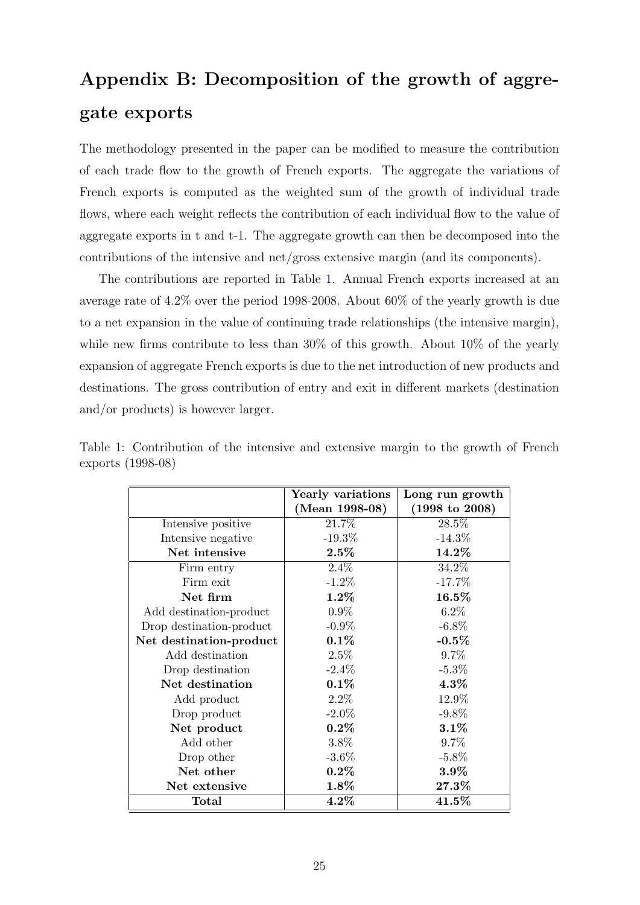# Appendix B: Decomposition of the growth of aggregate exports

The methodology presented in the paper can be modified to measure the contribution of each trade flow to the growth of French exports. The aggregate the variations of French exports is computed as the weighted sum of the growth of individual trade flows, where each weight reflects the contribution of each individual flow to the value of aggregate exports in t and t-1. The aggregate growth can then be decomposed into the contributions of the intensive and net/gross extensive margin (and its components).

The contributions are reported in Table 1. Annual French exports increased at an average rate of 4.2% over the period 1998-2008. About 60% of the yearly growth is due to a net expansion in the value of continuing trade relationships (the intensive margin), while new firms contribute to less than 30% of this growth. About 10% of the yearly expansion of aggregate French exports is due to the net introduction of new products and destinations. The gross contribution of entry and exit in different markets (destination and/or products) is however larger.

Table 1: Contribution of the intensive and extensive margin to the growth of French exports (1998-08)

| | **Yearly variations (Mean 1998-08)** | **Long run growth (1998 to 2008)** |
|---|---|---|
| Intensive positive | 21.7% | 28.5% |
| Intensive negative | -19.3% | -14.3% |
| **Net intensive** | **2.5%** | **14.2%** |
| Firm entry | 2.4% | 34.2% |
| Firm exit | -1.2% | -17.7% |
| **Net firm** | **1.2%** | **16.5%** |
| Add destination-product | 0.9% | 6.2% |
| Drop destination-product | -0.9% | -6.8% |
| **Net destination-product** | **0.1%** | **-0.5%** |
| Add destination | 2.5% | 9.7% |
| Drop destination | -2.4% | -5.3% |
| **Net destination** | **0.1%** | **4.3%** |
| Add product | 2.2% | 12.9% |
| Drop product | -2.0% | -9.8% |
| **Net product** | **0.2%** | **3.1%** |
| Add other | 3.8% | 9.7% |
| Drop other | -3.6% | -5.8% |
| **Net other** | **0.2%** | **3.9%** |
| **Net extensive** | **1.8%** | **27.3%** |
| **Total** | **4.2%** | **41.5%** |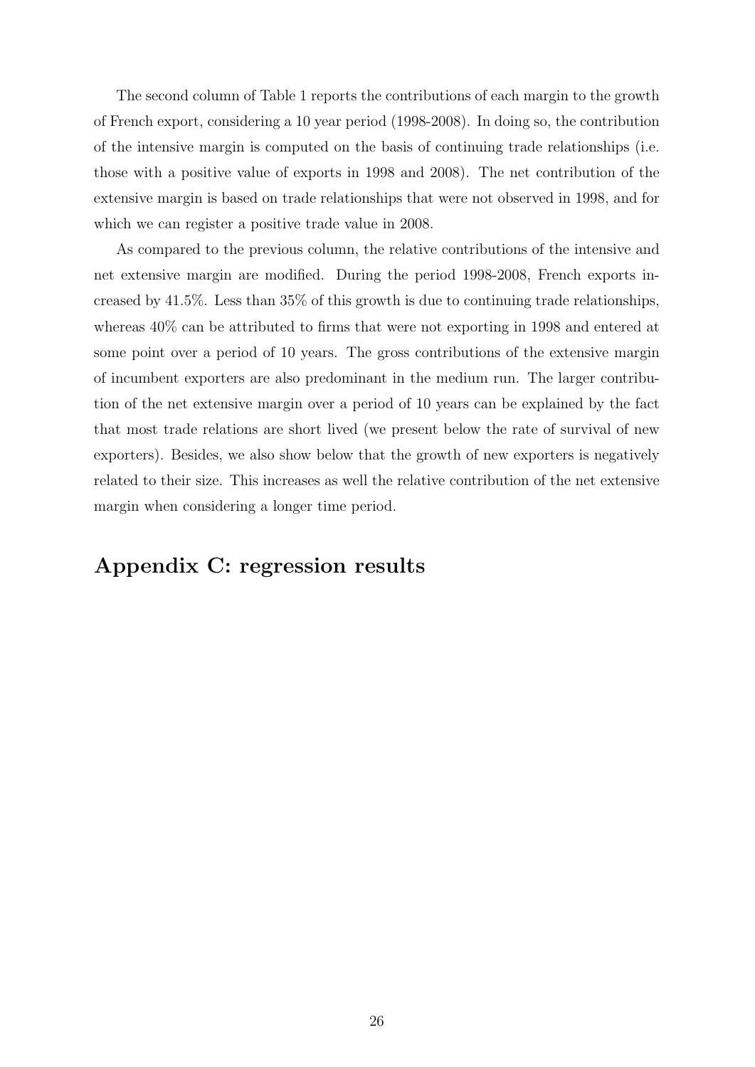The second column of Table 1 reports the contributions of each margin to the growth of French export, considering a 10 year period (1998-2008). In doing so, the contribution of the intensive margin is computed on the basis of continuing trade relationships (i.e. those with a positive value of exports in 1998 and 2008). The net contribution of the extensive margin is based on trade relationships that were not observed in 1998, and for which we can register a positive trade value in 2008.

As compared to the previous column, the relative contributions of the intensive and net extensive margin are modified. During the period 1998-2008, French exports increased by 41.5%. Less than 35% of this growth is due to continuing trade relationships, whereas 40% can be attributed to firms that were not exporting in 1998 and entered at some point over a period of 10 years. The gross contributions of the extensive margin of incumbent exporters are also predominant in the medium run. The larger contribution of the net extensive margin over a period of 10 years can be explained by the fact that most trade relations are short lived (we present below the rate of survival of new exporters). Besides, we also show below that the growth of new exporters is negatively related to their size. This increases as well the relative contribution of the net extensive margin when considering a longer time period.

## Appendix C: regression results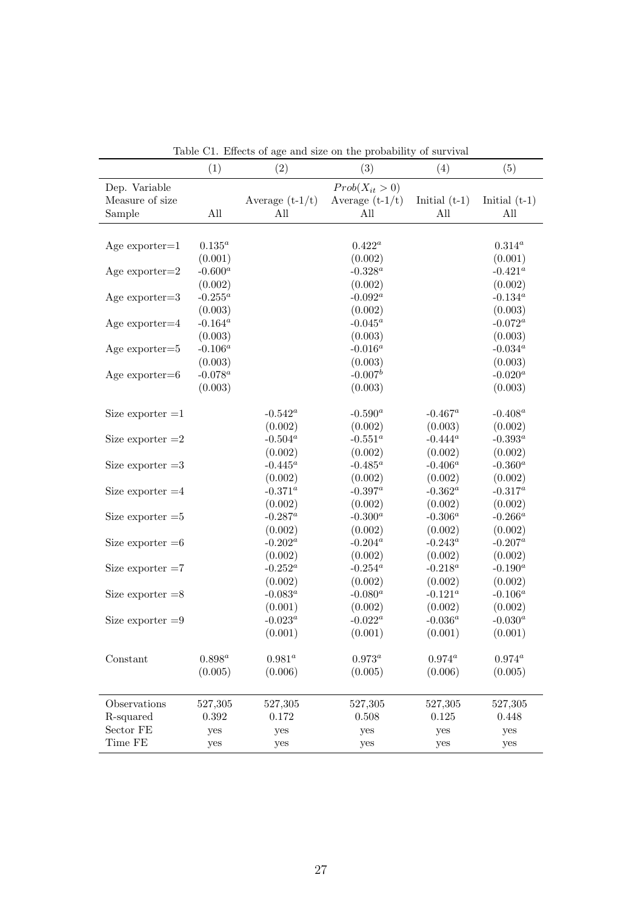Table C1. Effects of age and size on the probability of survival

| | (1) | (2) | (3) | (4) | (5) |
|---|---|---|---|---|---|
| Dep. Variable | | | $Prob(X_{it} > 0)$ | | |
| Measure of size | | Average (t-1/t) | Average (t-1/t) | Initial (t-1) | Initial (t-1) |
| Sample | All | All | All | All | All |
| Age exporter=1 | $0.135^a$ | | $0.422^a$ | | $0.314^a$ |
| | (0.001) | | (0.002) | | (0.001) |
| Age exporter=2 | $-0.600^a$ | | $-0.328^a$ | | $-0.421^a$ |
| | (0.002) | | (0.002) | | (0.002) |
| Age exporter=3 | $-0.255^a$ | | $-0.092^a$ | | $-0.134^a$ |
| | (0.003) | | (0.002) | | (0.003) |
| Age exporter=4 | $-0.164^a$ | | $-0.045^a$ | | $-0.072^a$ |
| | (0.003) | | (0.003) | | (0.003) |
| Age exporter=5 | $-0.106^a$ | | $-0.016^a$ | | $-0.034^a$ |
| | (0.003) | | (0.003) | | (0.003) |
| Age exporter=6 | $-0.078^a$ | | $-0.007^b$ | | $-0.020^a$ |
| | (0.003) | | (0.003) | | (0.003) |
| Size exporter =1 | | $-0.542^a$ | $-0.590^a$ | $-0.467^a$ | $-0.408^a$ |
| | | (0.002) | (0.002) | (0.003) | (0.002) |
| Size exporter =2 | | $-0.504^a$ | $-0.551^a$ | $-0.444^a$ | $-0.393^a$ |
| | | (0.002) | (0.002) | (0.002) | (0.002) |
| Size exporter =3 | | $-0.445^a$ | $-0.485^a$ | $-0.406^a$ | $-0.360^a$ |
| | | (0.002) | (0.002) | (0.002) | (0.002) |
| Size exporter =4 | | $-0.371^a$ | $-0.397^a$ | $-0.362^a$ | $-0.317^a$ |
| | | (0.002) | (0.002) | (0.002) | (0.002) |
| Size exporter =5 | | $-0.287^a$ | $-0.300^a$ | $-0.306^a$ | $-0.266^a$ |
| | | (0.002) | (0.002) | (0.002) | (0.002) |
| Size exporter =6 | | $-0.202^a$ | $-0.204^a$ | $-0.243^a$ | $-0.207^a$ |
| | | (0.002) | (0.002) | (0.002) | (0.002) |
| Size exporter =7 | | $-0.252^a$ | $-0.254^a$ | $-0.218^a$ | $-0.190^a$ |
| | | (0.002) | (0.002) | (0.002) | (0.002) |
| Size exporter =8 | | $-0.083^a$ | $-0.080^a$ | $-0.121^a$ | $-0.106^a$ |
| | | (0.001) | (0.002) | (0.002) | (0.002) |
| Size exporter =9 | | $-0.023^a$ | $-0.022^a$ | $-0.036^a$ | $-0.030^a$ |
| | | (0.001) | (0.001) | (0.001) | (0.001) |
| Constant | $0.898^a$ | $0.981^a$ | $0.973^a$ | $0.974^a$ | $0.974^a$ |
| | (0.005) | (0.006) | (0.005) | (0.006) | (0.005) |
| Observations | 527,305 | 527,305 | 527,305 | 527,305 | 527,305 |
| R-squared | 0.392 | 0.172 | 0.508 | 0.125 | 0.448 |
| Sector FE | yes | yes | yes | yes | yes |
| Time FE | yes | yes | yes | yes | yes |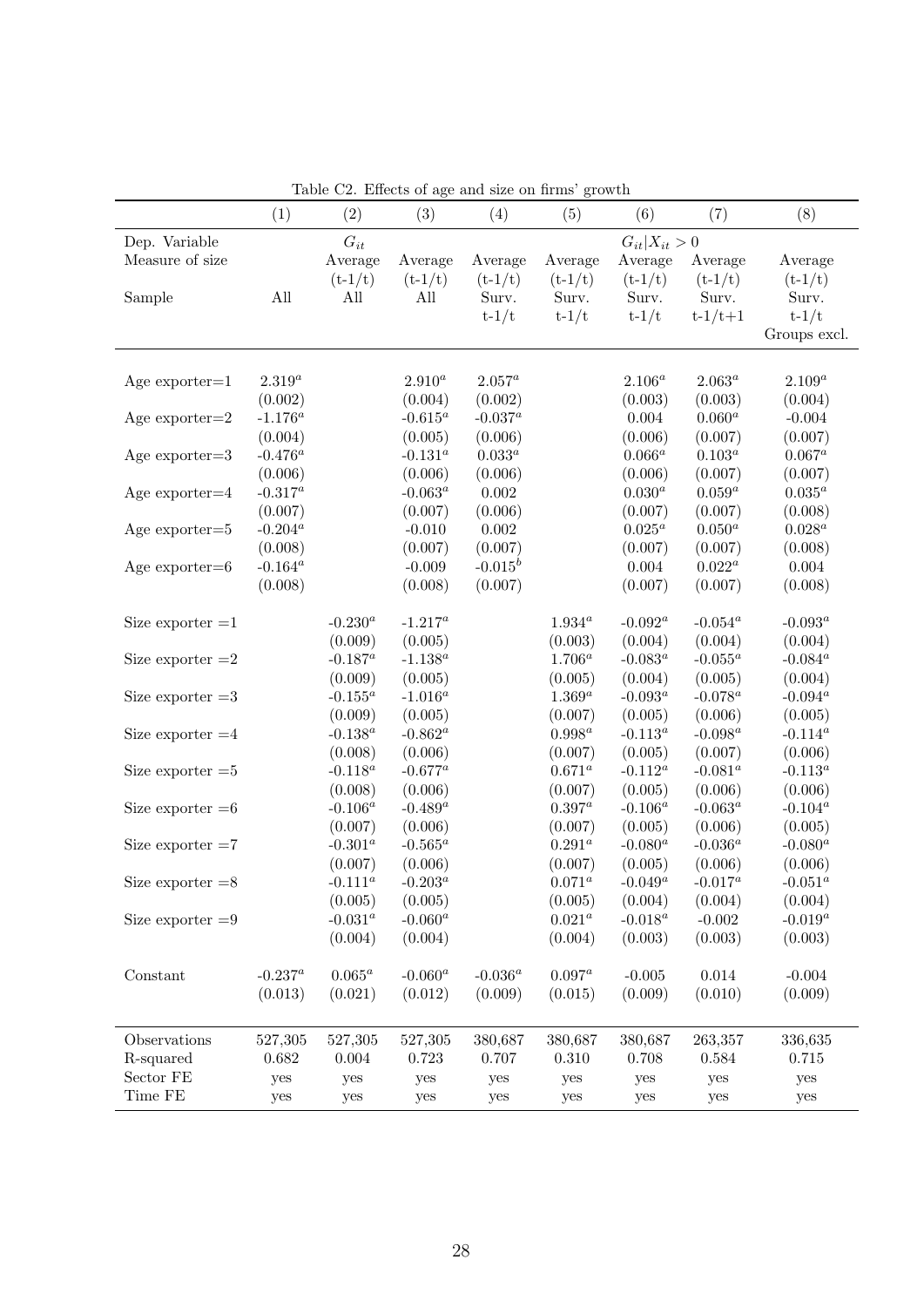Table C2. Effects of age and size on firms' growth

| | (1) | (2) | (3) | (4) | (5) | (6) | (7) | (8) |
|---|---|---|---|---|---|---|---|---|
| Dep. Variable | | $G_{it}$ | | | | $G_{it} \| X_{it} > 0$ | | |
| Measure of size | | Average (t-1/t) | Average (t-1/t) | Average (t-1/t) | Average (t-1/t) | Average (t-1/t) | Average (t-1/t) | Average (t-1/t) |
| Sample | All | All | All | Surv. t-1/t | Surv. t-1/t | Surv. t-1/t | Surv. t-1/t+1 | Surv. t-1/t Groups excl. |
| Age exporter=1 | $2.319^a$ | | $2.910^a$ | $2.057^a$ | | $2.106^a$ | $2.063^a$ | $2.109^a$ |
| | (0.002) | | (0.004) | (0.002) | | (0.003) | (0.003) | (0.004) |
| Age exporter=2 | $-1.176^a$ | | $-0.615^a$ | $-0.037^a$ | | 0.004 | $0.060^a$ | -0.004 |
| | (0.004) | | (0.005) | (0.006) | | (0.006) | (0.007) | (0.007) |
| Age exporter=3 | $-0.476^a$ | | $-0.131^a$ | $0.033^a$ | | $0.066^a$ | $0.103^a$ | $0.067^a$ |
| | (0.006) | | (0.006) | (0.006) | | (0.006) | (0.007) | (0.007) |
| Age exporter=4 | $-0.317^a$ | | $-0.063^a$ | 0.002 | | $0.030^a$ | $0.059^a$ | $0.035^a$ |
| | (0.007) | | (0.007) | (0.006) | | (0.007) | (0.007) | (0.008) |
| Age exporter=5 | $-0.204^a$ | | -0.010 | 0.002 | | $0.025^a$ | $0.050^a$ | $0.028^a$ |
| | (0.008) | | (0.007) | (0.007) | | (0.007) | (0.007) | (0.008) |
| Age exporter=6 | $-0.164^a$ | | -0.009 | $-0.015^b$ | | 0.004 | $0.022^a$ | 0.004 |
| | (0.008) | | (0.008) | (0.007) | | (0.007) | (0.007) | (0.008) |
| Size exporter =1 | | $-0.230^a$ | $-1.217^a$ | | $1.934^a$ | $-0.092^a$ | $-0.054^a$ | $-0.093^a$ |
| | | (0.009) | (0.005) | | (0.003) | (0.004) | (0.004) | (0.004) |
| Size exporter =2 | | $-0.187^a$ | $-1.138^a$ | | $1.706^a$ | $-0.083^a$ | $-0.055^a$ | $-0.084^a$ |
| | | (0.009) | (0.005) | | (0.005) | (0.004) | (0.005) | (0.004) |
| Size exporter =3 | | $-0.155^a$ | $-1.016^a$ | | $1.369^a$ | $-0.093^a$ | $-0.078^a$ | $-0.094^a$ |
| | | (0.009) | (0.005) | | (0.007) | (0.005) | (0.006) | (0.005) |
| Size exporter =4 | | $-0.138^a$ | $-0.862^a$ | | $0.998^a$ | $-0.113^a$ | $-0.098^a$ | $-0.114^a$ |
| | | (0.008) | (0.006) | | (0.007) | (0.005) | (0.007) | (0.006) |
| Size exporter =5 | | $-0.118^a$ | $-0.677^a$ | | $0.671^a$ | $-0.112^a$ | $-0.081^a$ | $-0.113^a$ |
| | | (0.008) | (0.006) | | (0.007) | (0.005) | (0.006) | (0.006) |
| Size exporter =6 | | $-0.106^a$ | $-0.489^a$ | | $0.397^a$ | $-0.106^a$ | $-0.063^a$ | $-0.104^a$ |
| | | (0.007) | (0.006) | | (0.007) | (0.005) | (0.006) | (0.005) |
| Size exporter =7 | | $-0.301^a$ | $-0.565^a$ | | $0.291^a$ | $-0.080^a$ | $-0.036^a$ | $-0.080^a$ |
| | | (0.007) | (0.006) | | (0.007) | (0.005) | (0.006) | (0.006) |
| Size exporter =8 | | $-0.111^a$ | $-0.203^a$ | | $0.071^a$ | $-0.049^a$ | $-0.017^a$ | $-0.051^a$ |
| | | (0.005) | (0.005) | | (0.005) | (0.004) | (0.004) | (0.004) |
| Size exporter =9 | | $-0.031^a$ | $-0.060^a$ | | $0.021^a$ | $-0.018^a$ | -0.002 | $-0.019^a$ |
| | | (0.004) | (0.004) | | (0.004) | (0.003) | (0.003) | (0.003) |
| Constant | $-0.237^a$ | $0.065^a$ | $-0.060^a$ | $-0.036^a$ | $0.097^a$ | -0.005 | 0.014 | -0.004 |
| | (0.013) | (0.021) | (0.012) | (0.009) | (0.015) | (0.009) | (0.010) | (0.009) |
| Observations | 527,305 | 527,305 | 527,305 | 380,687 | 380,687 | 380,687 | 263,357 | 336,635 |
| R-squared | 0.682 | 0.004 | 0.723 | 0.707 | 0.310 | 0.708 | 0.584 | 0.715 |
| Sector FE | yes | yes | yes | yes | yes | yes | yes | yes |
| Time FE | yes | yes | yes | yes | yes | yes | yes | yes |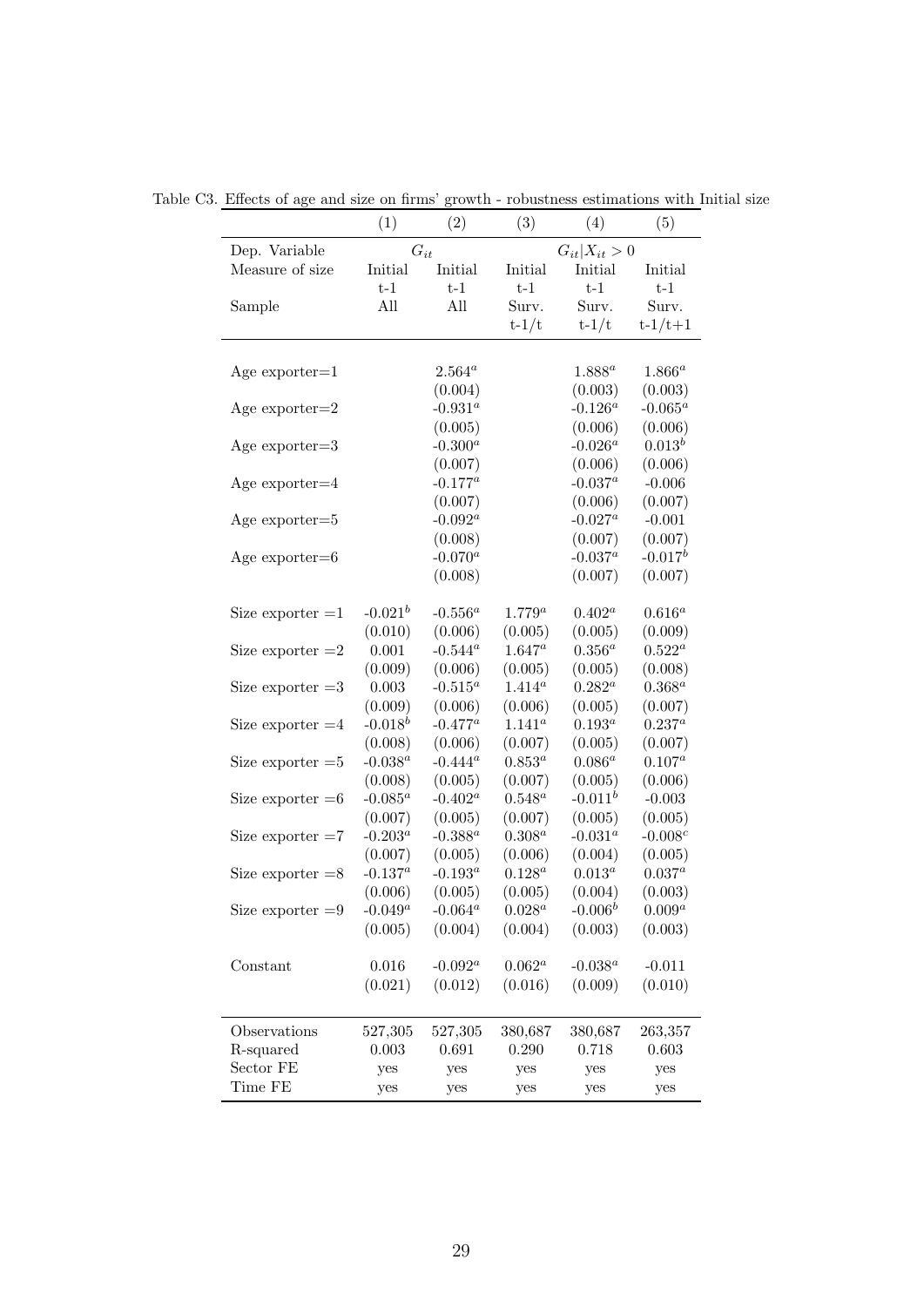Table C3. Effects of age and size on firms' growth - robustness estimations with Initial size

| | (1) | (2) | (3) | (4) | (5) |
|---|---|---|---|---|---|
| Dep. Variable | $G_{it}$ | | $G_{it}\|X_{it} > 0$ | | |
| Measure of size | Initial t-1 | Initial t-1 | Initial t-1 | Initial t-1 | Initial t-1 |
| Sample | All | All | Surv. t-1/t | Surv. t-1/t | Surv. t-1/t+1 |
| Age exporter=1 | | $2.564^a$ | | $1.888^a$ | $1.866^a$ |
| | | (0.004) | | (0.003) | (0.003) |
| Age exporter=2 | | $-0.931^a$ | | $-0.126^a$ | $-0.065^a$ |
| | | (0.005) | | (0.006) | (0.006) |
| Age exporter=3 | | $-0.300^a$ | | $-0.026^a$ | $0.013^b$ |
| | | (0.007) | | (0.006) | (0.006) |
| Age exporter=4 | | $-0.177^a$ | | $-0.037^a$ | -0.006 |
| | | (0.007) | | (0.006) | (0.007) |
| Age exporter=5 | | $-0.092^a$ | | $-0.027^a$ | -0.001 |
| | | (0.008) | | (0.007) | (0.007) |
| Age exporter=6 | | $-0.070^a$ | | $-0.037^a$ | $-0.017^b$ |
| | | (0.008) | | (0.007) | (0.007) |
| Size exporter =1 | $-0.021^b$ | $-0.556^a$ | $1.779^a$ | $0.402^a$ | $0.616^a$ |
| | (0.010) | (0.006) | (0.005) | (0.005) | (0.009) |
| Size exporter =2 | 0.001 | $-0.544^a$ | $1.647^a$ | $0.356^a$ | $0.522^a$ |
| | (0.009) | (0.006) | (0.005) | (0.005) | (0.008) |
| Size exporter =3 | 0.003 | $-0.515^a$ | $1.414^a$ | $0.282^a$ | $0.368^a$ |
| | (0.009) | (0.006) | (0.006) | (0.005) | (0.007) |
| Size exporter =4 | $-0.018^b$ | $-0.477^a$ | $1.141^a$ | $0.193^a$ | $0.237^a$ |
| | (0.008) | (0.006) | (0.007) | (0.005) | (0.007) |
| Size exporter =5 | $-0.038^a$ | $-0.444^a$ | $0.853^a$ | $0.086^a$ | $0.107^a$ |
| | (0.008) | (0.005) | (0.007) | (0.005) | (0.006) |
| Size exporter =6 | $-0.085^a$ | $-0.402^a$ | $0.548^a$ | $-0.011^b$ | -0.003 |
| | (0.007) | (0.005) | (0.007) | (0.005) | (0.005) |
| Size exporter =7 | $-0.203^a$ | $-0.388^a$ | $0.308^a$ | $-0.031^a$ | $-0.008^c$ |
| | (0.007) | (0.005) | (0.006) | (0.004) | (0.005) |
| Size exporter =8 | $-0.137^a$ | $-0.193^a$ | $0.128^a$ | $0.013^a$ | $0.037^a$ |
| | (0.006) | (0.005) | (0.005) | (0.004) | (0.003) |
| Size exporter =9 | $-0.049^a$ | $-0.064^a$ | $0.028^a$ | $-0.006^b$ | $0.009^a$ |
| | (0.005) | (0.004) | (0.004) | (0.003) | (0.003) |
| Constant | 0.016 | $-0.092^a$ | $0.062^a$ | $-0.038^a$ | -0.011 |
| | (0.021) | (0.012) | (0.016) | (0.009) | (0.010) |
| Observations | 527,305 | 527,305 | 380,687 | 380,687 | 263,357 |
| R-squared | 0.003 | 0.691 | 0.290 | 0.718 | 0.603 |
| Sector FE | yes | yes | yes | yes | yes |
| Time FE | yes | yes | yes | yes | yes |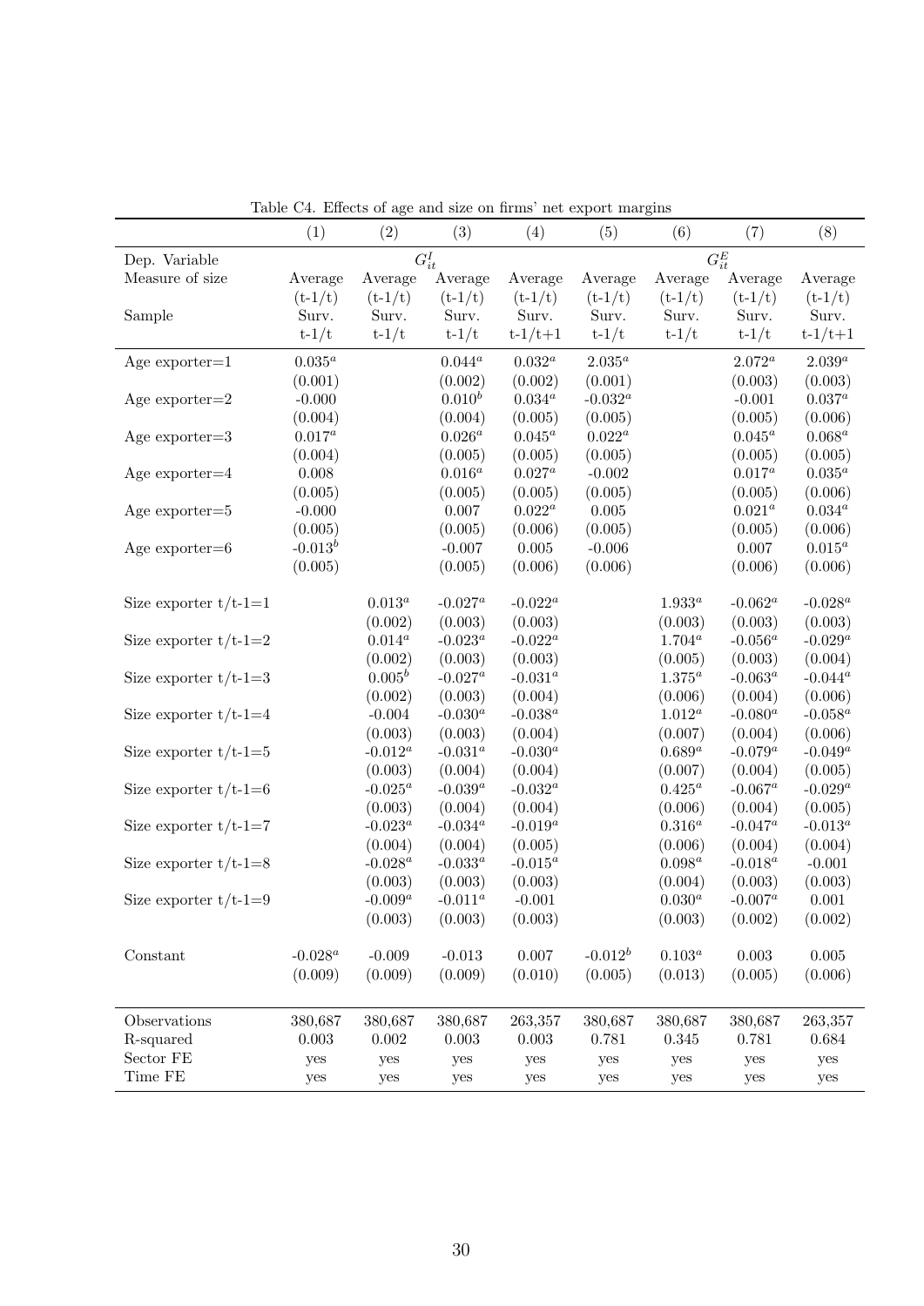Table C4. Effects of age and size on firms' net export margins

| | (1) | (2) | (3) | (4) | (5) | (6) | (7) | (8) |
|---|---|---|---|---|---|---|---|---|
| Dep. Variable | | $G_{it}^{I}$ | | | | $G_{it}^{E}$ | | |
| Measure of size | Average (t-1/t) | Average (t-1/t) | Average (t-1/t) | Average (t-1/t) | Average (t-1/t) | Average (t-1/t) | Average (t-1/t) | Average (t-1/t) |
| Sample | Surv. t-1/t | Surv. t-1/t | Surv. t-1/t | Surv. t-1/t+1 | Surv. t-1/t | Surv. t-1/t | Surv. t-1/t | Surv. t-1/t+1 |
| Age exporter=1 | $0.035^{a}$ | | $0.044^{a}$ | $0.032^{a}$ | $2.035^{a}$ | | $2.072^{a}$ | $2.039^{a}$ |
| | (0.001) | | (0.002) | (0.002) | (0.001) | | (0.003) | (0.003) |
| Age exporter=2 | -0.000 | | $0.010^{b}$ | $0.034^{a}$ | $-0.032^{a}$ | | -0.001 | $0.037^{a}$ |
| | (0.004) | | (0.004) | (0.005) | (0.005) | | (0.005) | (0.006) |
| Age exporter=3 | $0.017^{a}$ | | $0.026^{a}$ | $0.045^{a}$ | $0.022^{a}$ | | $0.045^{a}$ | $0.068^{a}$ |
| | (0.004) | | (0.005) | (0.005) | (0.005) | | (0.005) | (0.005) |
| Age exporter=4 | 0.008 | | $0.016^{a}$ | $0.027^{a}$ | -0.002 | | $0.017^{a}$ | $0.035^{a}$ |
| | (0.005) | | (0.005) | (0.005) | (0.005) | | (0.005) | (0.006) |
| Age exporter=5 | -0.000 | | 0.007 | $0.022^{a}$ | 0.005 | | $0.021^{a}$ | $0.034^{a}$ |
| | (0.005) | | (0.005) | (0.006) | (0.005) | | (0.005) | (0.006) |
| Age exporter=6 | $-0.013^{b}$ | | -0.007 | 0.005 | -0.006 | | 0.007 | $0.015^{a}$ |
| | (0.005) | | (0.005) | (0.006) | (0.006) | | (0.006) | (0.006) |
| Size exporter t/t-1=1 | | $0.013^{a}$ | $-0.027^{a}$ | $-0.022^{a}$ | | $1.933^{a}$ | $-0.062^{a}$ | $-0.028^{a}$ |
| | | (0.002) | (0.003) | (0.003) | | (0.003) | (0.003) | (0.003) |
| Size exporter t/t-1=2 | | $0.014^{a}$ | $-0.023^{a}$ | $-0.022^{a}$ | | $1.704^{a}$ | $-0.056^{a}$ | $-0.029^{a}$ |
| | | (0.002) | (0.003) | (0.003) | | (0.005) | (0.003) | (0.004) |
| Size exporter t/t-1=3 | | $0.005^{b}$ | $-0.027^{a}$ | $-0.031^{a}$ | | $1.375^{a}$ | $-0.063^{a}$ | $-0.044^{a}$ |
| | | (0.002) | (0.003) | (0.004) | | (0.006) | (0.004) | (0.006) |
| Size exporter t/t-1=4 | | -0.004 | $-0.030^{a}$ | $-0.038^{a}$ | | $1.012^{a}$ | $-0.080^{a}$ | $-0.058^{a}$ |
| | | (0.003) | (0.003) | (0.004) | | (0.007) | (0.004) | (0.006) |
| Size exporter t/t-1=5 | | $-0.012^{a}$ | $-0.031^{a}$ | $-0.030^{a}$ | | $0.689^{a}$ | $-0.079^{a}$ | $-0.049^{a}$ |
| | | (0.003) | (0.004) | (0.004) | | (0.007) | (0.004) | (0.005) |
| Size exporter t/t-1=6 | | $-0.025^{a}$ | $-0.039^{a}$ | $-0.032^{a}$ | | $0.425^{a}$ | $-0.067^{a}$ | $-0.029^{a}$ |
| | | (0.003) | (0.004) | (0.004) | | (0.006) | (0.004) | (0.005) |
| Size exporter t/t-1=7 | | $-0.023^{a}$ | $-0.034^{a}$ | $-0.019^{a}$ | | $0.316^{a}$ | $-0.047^{a}$ | $-0.013^{a}$ |
| | | (0.004) | (0.004) | (0.005) | | (0.006) | (0.004) | (0.004) |
| Size exporter t/t-1=8 | | $-0.028^{a}$ | $-0.033^{a}$ | $-0.015^{a}$ | | $0.098^{a}$ | $-0.018^{a}$ | -0.001 |
| | | (0.003) | (0.003) | (0.003) | | (0.004) | (0.003) | (0.003) |
| Size exporter t/t-1=9 | | $-0.009^{a}$ | $-0.011^{a}$ | -0.001 | | $0.030^{a}$ | $-0.007^{a}$ | 0.001 |
| | | (0.003) | (0.003) | (0.003) | | (0.003) | (0.002) | (0.002) |
| Constant | $-0.028^{a}$ | -0.009 | -0.013 | 0.007 | $-0.012^{b}$ | $0.103^{a}$ | 0.003 | 0.005 |
| | (0.009) | (0.009) | (0.009) | (0.010) | (0.005) | (0.013) | (0.005) | (0.006) |
| Observations | 380,687 | 380,687 | 380,687 | 263,357 | 380,687 | 380,687 | 380,687 | 263,357 |
| R-squared | 0.003 | 0.002 | 0.003 | 0.003 | 0.781 | 0.345 | 0.781 | 0.684 |
| Sector FE | yes | yes | yes | yes | yes | yes | yes | yes |
| Time FE | yes | yes | yes | yes | yes | yes | yes | yes |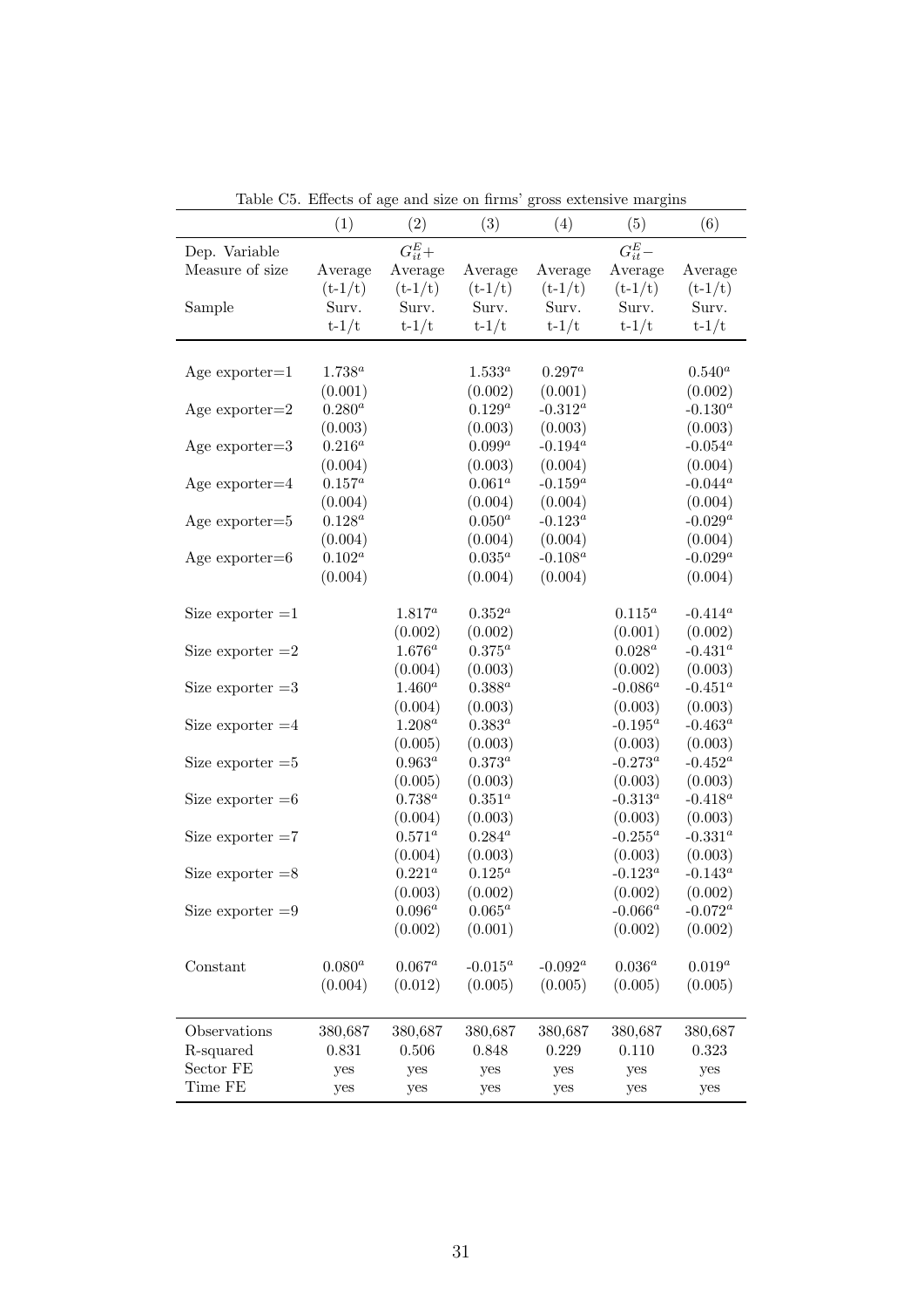Table C5. Effects of age and size on firms' gross extensive margins

| | (1) | (2) | (3) | (4) | (5) | (6) |
|---|---|---|---|---|---|---|
| Dep. Variable | | $G^E_{it}+$ | | | $G^E_{it}-$ | |
| Measure of size | Average (t-1/t) | Average (t-1/t) | Average (t-1/t) | Average (t-1/t) | Average (t-1/t) | Average (t-1/t) |
| Sample | Surv. t-1/t | Surv. t-1/t | Surv. t-1/t | Surv. t-1/t | Surv. t-1/t | Surv. t-1/t |
| Age exporter=1 | 1.738[a] | | 1.533[a] | 0.297[a] | | 0.540[a] |
| | (0.001) | | (0.002) | (0.001) | | (0.002) |
| Age exporter=2 | 0.280[a] | | 0.129[a] | -0.312[a] | | -0.130[a] |
| | (0.003) | | (0.003) | (0.003) | | (0.003) |
| Age exporter=3 | 0.216[a] | | 0.099[a] | -0.194[a] | | -0.054[a] |
| | (0.004) | | (0.003) | (0.004) | | (0.004) |
| Age exporter=4 | 0.157[a] | | 0.061[a] | -0.159[a] | | -0.044[a] |
| | (0.004) | | (0.004) | (0.004) | | (0.004) |
| Age exporter=5 | 0.128[a] | | 0.050[a] | -0.123[a] | | -0.029[a] |
| | (0.004) | | (0.004) | (0.004) | | (0.004) |
| Age exporter=6 | 0.102[a] | | 0.035[a] | -0.108[a] | | -0.029[a] |
| | (0.004) | | (0.004) | (0.004) | | (0.004) |
| Size exporter =1 | | 1.817[a] | 0.352[a] | | 0.115[a] | -0.414[a] |
| | | (0.002) | (0.002) | | (0.001) | (0.002) |
| Size exporter =2 | | 1.676[a] | 0.375[a] | | 0.028[a] | -0.431[a] |
| | | (0.004) | (0.003) | | (0.002) | (0.003) |
| Size exporter =3 | | 1.460[a] | 0.388[a] | | -0.086[a] | -0.451[a] |
| | | (0.004) | (0.003) | | (0.003) | (0.003) |
| Size exporter =4 | | 1.208[a] | 0.383[a] | | -0.195[a] | -0.463[a] |
| | | (0.005) | (0.003) | | (0.003) | (0.003) |
| Size exporter =5 | | 0.963[a] | 0.373[a] | | -0.273[a] | -0.452[a] |
| | | (0.005) | (0.003) | | (0.003) | (0.003) |
| Size exporter =6 | | 0.738[a] | 0.351[a] | | -0.313[a] | -0.418[a] |
| | | (0.004) | (0.003) | | (0.003) | (0.003) |
| Size exporter =7 | | 0.571[a] | 0.284[a] | | -0.255[a] | -0.331[a] |
| | | (0.004) | (0.003) | | (0.003) | (0.003) |
| Size exporter =8 | | 0.221[a] | 0.125[a] | | -0.123[a] | -0.143[a] |
| | | (0.003) | (0.002) | | (0.002) | (0.002) |
| Size exporter =9 | | 0.096[a] | 0.065[a] | | -0.066[a] | -0.072[a] |
| | | (0.002) | (0.001) | | (0.002) | (0.002) |
| Constant | 0.080[a] | 0.067[a] | -0.015[a] | -0.092[a] | 0.036[a] | 0.019[a] |
| | (0.004) | (0.012) | (0.005) | (0.005) | (0.005) | (0.005) |
| Observations | 380,687 | 380,687 | 380,687 | 380,687 | 380,687 | 380,687 |
| R-squared | 0.831 | 0.506 | 0.848 | 0.229 | 0.110 | 0.323 |
| Sector FE | yes | yes | yes | yes | yes | yes |
| Time FE | yes | yes | yes | yes | yes | yes |